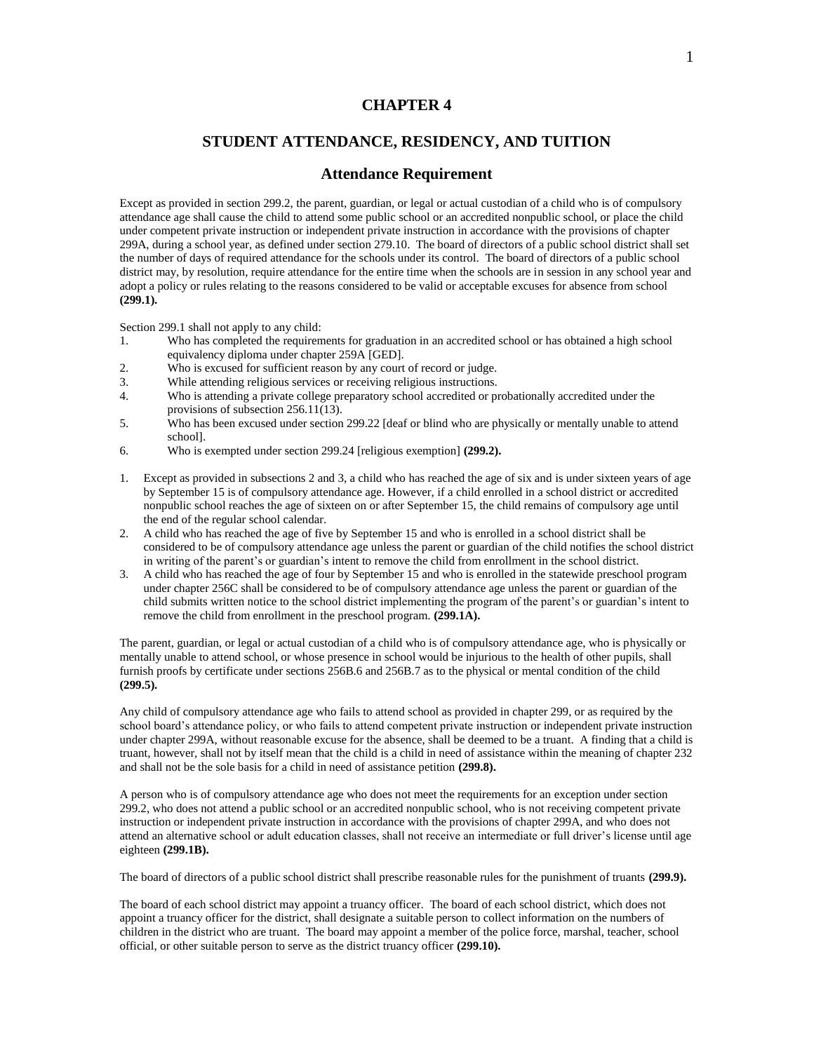# CHAPTER 4

## STUDENT ATTENDANCE, RESIDENCY, AND TUITION

### Attendance Requirement

Except as provided in section 299.2, the parent, guardian, or legal or actual custodian of a child who is of compulsory attendance age shall cause the child to attend some public school or an accredited nonpublic school, or place the child under competent private instruction or independent private instruction in accordance with the provisions of chapter 299A, during a school year, as defined under section 279.10. The board of directors of a public school district shall set the number of days of required attendance for the schools under its control. The board of directors of a public school district may, by resolution, require attendance for the entire time when the schools are in session in any school year and adopt a policy or rules relating to the reasons considered to be valid or acceptable excuses for absence from school **(299.1).**

Section 299.1 shall not apply to any child:

1. Who has completed the requirements for graduation in an accredited school or has obtained a high school equivalency diploma under chapter 259A [GED].
2. Who is excused for sufficient reason by any court of record or judge.
3. While attending religious services or receiving religious instructions.
4. Who is attending a private college preparatory school accredited or probationally accredited under the provisions of subsection 256.11(13).
5. Who has been excused under section 299.22 [deaf or blind who are physically or mentally unable to attend school].
6. Who is exempted under section 299.24 [religious exemption] **(299.2).**

1. Except as provided in subsections 2 and 3, a child who has reached the age of six and is under sixteen years of age by September 15 is of compulsory attendance age. However, if a child enrolled in a school district or accredited nonpublic school reaches the age of sixteen on or after September 15, the child remains of compulsory age until the end of the regular school calendar.
2. A child who has reached the age of five by September 15 and who is enrolled in a school district shall be considered to be of compulsory attendance age unless the parent or guardian of the child notifies the school district in writing of the parent's or guardian's intent to remove the child from enrollment in the school district.
3. A child who has reached the age of four by September 15 and who is enrolled in the statewide preschool program under chapter 256C shall be considered to be of compulsory attendance age unless the parent or guardian of the child submits written notice to the school district implementing the program of the parent's or guardian's intent to remove the child from enrollment in the preschool program. **(299.1A).**

The parent, guardian, or legal or actual custodian of a child who is of compulsory attendance age, who is physically or mentally unable to attend school, or whose presence in school would be injurious to the health of other pupils, shall furnish proofs by certificate under sections 256B.6 and 256B.7 as to the physical or mental condition of the child **(299.5).**

Any child of compulsory attendance age who fails to attend school as provided in chapter 299, or as required by the school board's attendance policy, or who fails to attend competent private instruction or independent private instruction under chapter 299A, without reasonable excuse for the absence, shall be deemed to be a truant. A finding that a child is truant, however, shall not by itself mean that the child is a child in need of assistance within the meaning of chapter 232 and shall not be the sole basis for a child in need of assistance petition **(299.8).**

A person who is of compulsory attendance age who does not meet the requirements for an exception under section 299.2, who does not attend a public school or an accredited nonpublic school, who is not receiving competent private instruction or independent private instruction in accordance with the provisions of chapter 299A, and who does not attend an alternative school or adult education classes, shall not receive an intermediate or full driver's license until age eighteen **(299.1B).**

The board of directors of a public school district shall prescribe reasonable rules for the punishment of truants **(299.9).**

The board of each school district may appoint a truancy officer. The board of each school district, which does not appoint a truancy officer for the district, shall designate a suitable person to collect information on the numbers of children in the district who are truant. The board may appoint a member of the police force, marshal, teacher, school official, or other suitable person to serve as the district truancy officer **(299.10).**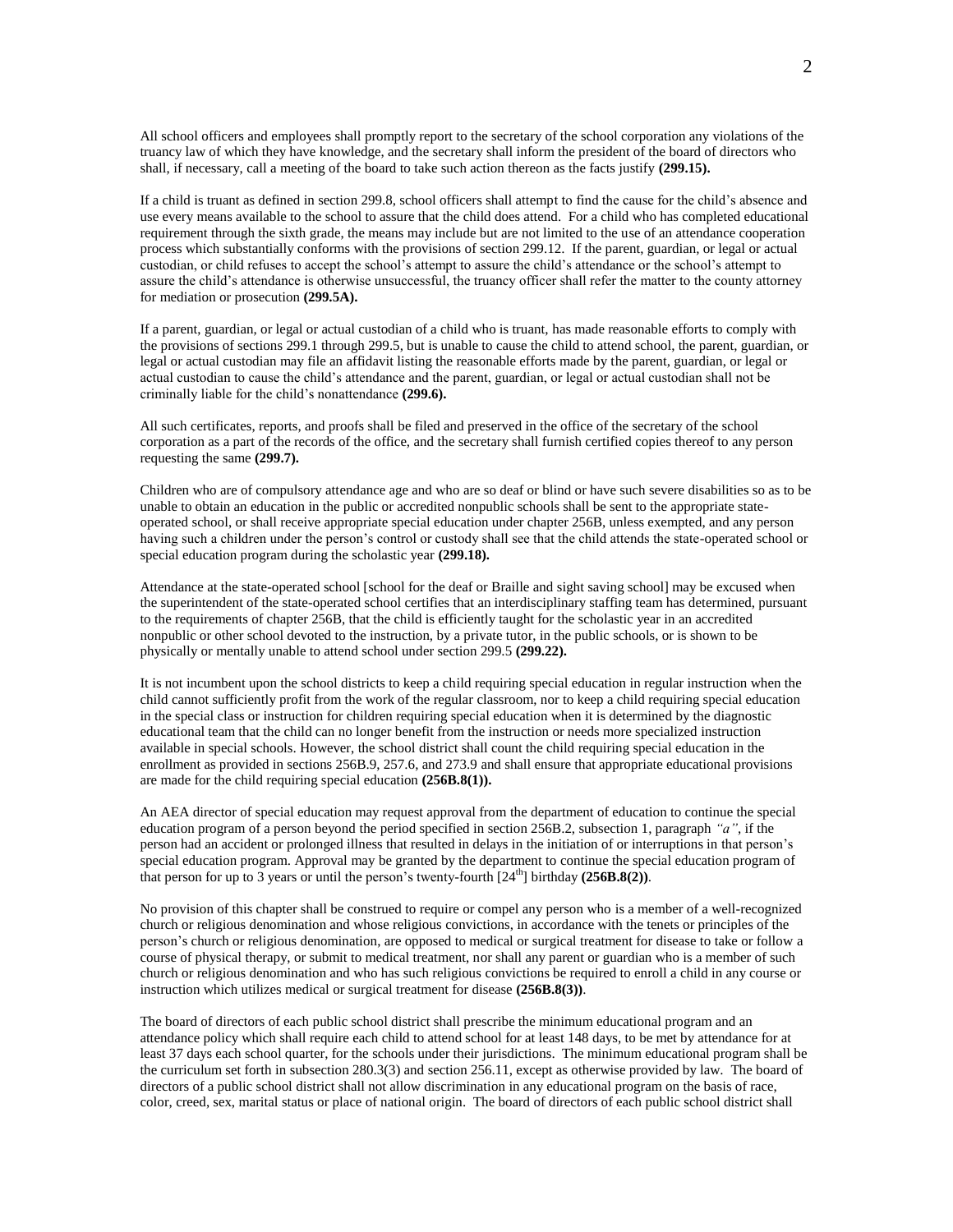All school officers and employees shall promptly report to the secretary of the school corporation any violations of the truancy law of which they have knowledge, and the secretary shall inform the president of the board of directors who shall, if necessary, call a meeting of the board to take such action thereon as the facts justify **(299.15).**

If a child is truant as defined in section 299.8, school officers shall attempt to find the cause for the child's absence and use every means available to the school to assure that the child does attend. For a child who has completed educational requirement through the sixth grade, the means may include but are not limited to the use of an attendance cooperation process which substantially conforms with the provisions of section 299.12. If the parent, guardian, or legal or actual custodian, or child refuses to accept the school's attempt to assure the child's attendance or the school's attempt to assure the child's attendance is otherwise unsuccessful, the truancy officer shall refer the matter to the county attorney for mediation or prosecution **(299.5A).**

If a parent, guardian, or legal or actual custodian of a child who is truant, has made reasonable efforts to comply with the provisions of sections 299.1 through 299.5, but is unable to cause the child to attend school, the parent, guardian, or legal or actual custodian may file an affidavit listing the reasonable efforts made by the parent, guardian, or legal or actual custodian to cause the child's attendance and the parent, guardian, or legal or actual custodian shall not be criminally liable for the child's nonattendance **(299.6).**

All such certificates, reports, and proofs shall be filed and preserved in the office of the secretary of the school corporation as a part of the records of the office, and the secretary shall furnish certified copies thereof to any person requesting the same **(299.7).**

Children who are of compulsory attendance age and who are so deaf or blind or have such severe disabilities so as to be unable to obtain an education in the public or accredited nonpublic schools shall be sent to the appropriate state-operated school, or shall receive appropriate special education under chapter 256B, unless exempted, and any person having such a children under the person's control or custody shall see that the child attends the state-operated school or special education program during the scholastic year **(299.18).**

Attendance at the state-operated school [school for the deaf or Braille and sight saving school] may be excused when the superintendent of the state-operated school certifies that an interdisciplinary staffing team has determined, pursuant to the requirements of chapter 256B, that the child is efficiently taught for the scholastic year in an accredited nonpublic or other school devoted to the instruction, by a private tutor, in the public schools, or is shown to be physically or mentally unable to attend school under section 299.5 **(299.22).**

It is not incumbent upon the school districts to keep a child requiring special education in regular instruction when the child cannot sufficiently profit from the work of the regular classroom, nor to keep a child requiring special education in the special class or instruction for children requiring special education when it is determined by the diagnostic educational team that the child can no longer benefit from the instruction or needs more specialized instruction available in special schools. However, the school district shall count the child requiring special education in the enrollment as provided in sections 256B.9, 257.6, and 273.9 and shall ensure that appropriate educational provisions are made for the child requiring special education **(256B.8(1)).**

An AEA director of special education may request approval from the department of education to continue the special education program of a person beyond the period specified in section 256B.2, subsection 1, paragraph *"a"*, if the person had an accident or prolonged illness that resulted in delays in the initiation of or interruptions in that person's special education program. Approval may be granted by the department to continue the special education program of that person for up to 3 years or until the person's twenty-fourth [24th] birthday **(256B.8(2))**.

No provision of this chapter shall be construed to require or compel any person who is a member of a well-recognized church or religious denomination and whose religious convictions, in accordance with the tenets or principles of the person's church or religious denomination, are opposed to medical or surgical treatment for disease to take or follow a course of physical therapy, or submit to medical treatment, nor shall any parent or guardian who is a member of such church or religious denomination and who has such religious convictions be required to enroll a child in any course or instruction which utilizes medical or surgical treatment for disease **(256B.8(3))**.

The board of directors of each public school district shall prescribe the minimum educational program and an attendance policy which shall require each child to attend school for at least 148 days, to be met by attendance for at least 37 days each school quarter, for the schools under their jurisdictions. The minimum educational program shall be the curriculum set forth in subsection 280.3(3) and section 256.11, except as otherwise provided by law. The board of directors of a public school district shall not allow discrimination in any educational program on the basis of race, color, creed, sex, marital status or place of national origin. The board of directors of each public school district shall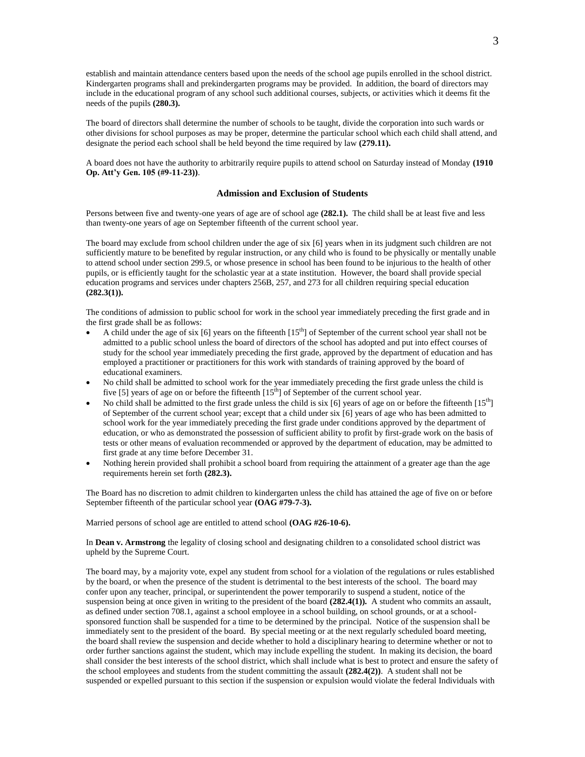establish and maintain attendance centers based upon the needs of the school age pupils enrolled in the school district. Kindergarten programs shall and prekindergarten programs may be provided. In addition, the board of directors may include in the educational program of any school such additional courses, subjects, or activities which it deems fit the needs of the pupils **(280.3).**

The board of directors shall determine the number of schools to be taught, divide the corporation into such wards or other divisions for school purposes as may be proper, determine the particular school which each child shall attend, and designate the period each school shall be held beyond the time required by law **(279.11).**

A board does not have the authority to arbitrarily require pupils to attend school on Saturday instead of Monday **(1910 Op. Att'y Gen. 105 (#9-11-23))**.

### Admission and Exclusion of Students

Persons between five and twenty-one years of age are of school age **(282.1).** The child shall be at least five and less than twenty-one years of age on September fifteenth of the current school year.

The board may exclude from school children under the age of six [6] years when in its judgment such children are not sufficiently mature to be benefited by regular instruction, or any child who is found to be physically or mentally unable to attend school under section 299.5, or whose presence in school has been found to be injurious to the health of other pupils, or is efficiently taught for the scholastic year at a state institution. However, the board shall provide special education programs and services under chapters 256B, 257, and 273 for all children requiring special education **(282.3(1)).**

The conditions of admission to public school for work in the school year immediately preceding the first grade and in the first grade shall be as follows:

- A child under the age of six [6] years on the fifteenth [15th] of September of the current school year shall not be admitted to a public school unless the board of directors of the school has adopted and put into effect courses of study for the school year immediately preceding the first grade, approved by the department of education and has employed a practitioner or practitioners for this work with standards of training approved by the board of educational examiners.
- No child shall be admitted to school work for the year immediately preceding the first grade unless the child is five [5] years of age on or before the fifteenth [15th] of September of the current school year.
- No child shall be admitted to the first grade unless the child is six [6] years of age on or before the fifteenth [15th] of September of the current school year; except that a child under six [6] years of age who has been admitted to school work for the year immediately preceding the first grade under conditions approved by the department of education, or who as demonstrated the possession of sufficient ability to profit by first-grade work on the basis of tests or other means of evaluation recommended or approved by the department of education, may be admitted to first grade at any time before December 31.
- Nothing herein provided shall prohibit a school board from requiring the attainment of a greater age than the age requirements herein set forth **(282.3).**

The Board has no discretion to admit children to kindergarten unless the child has attained the age of five on or before September fifteenth of the particular school year **(OAG #79-7-3).**

Married persons of school age are entitled to attend school **(OAG #26-10-6).**

In **Dean v. Armstrong** the legality of closing school and designating children to a consolidated school district was upheld by the Supreme Court.

The board may, by a majority vote, expel any student from school for a violation of the regulations or rules established by the board, or when the presence of the student is detrimental to the best interests of the school. The board may confer upon any teacher, principal, or superintendent the power temporarily to suspend a student, notice of the suspension being at once given in writing to the president of the board **(282.4(1)).** A student who commits an assault, as defined under section 708.1, against a school employee in a school building, on school grounds, or at a school-sponsored function shall be suspended for a time to be determined by the principal. Notice of the suspension shall be immediately sent to the president of the board. By special meeting or at the next regularly scheduled board meeting, the board shall review the suspension and decide whether to hold a disciplinary hearing to determine whether or not to order further sanctions against the student, which may include expelling the student. In making its decision, the board shall consider the best interests of the school district, which shall include what is best to protect and ensure the safety of the school employees and students from the student committing the assault **(282.4(2))**. A student shall not be suspended or expelled pursuant to this section if the suspension or expulsion would violate the federal Individuals with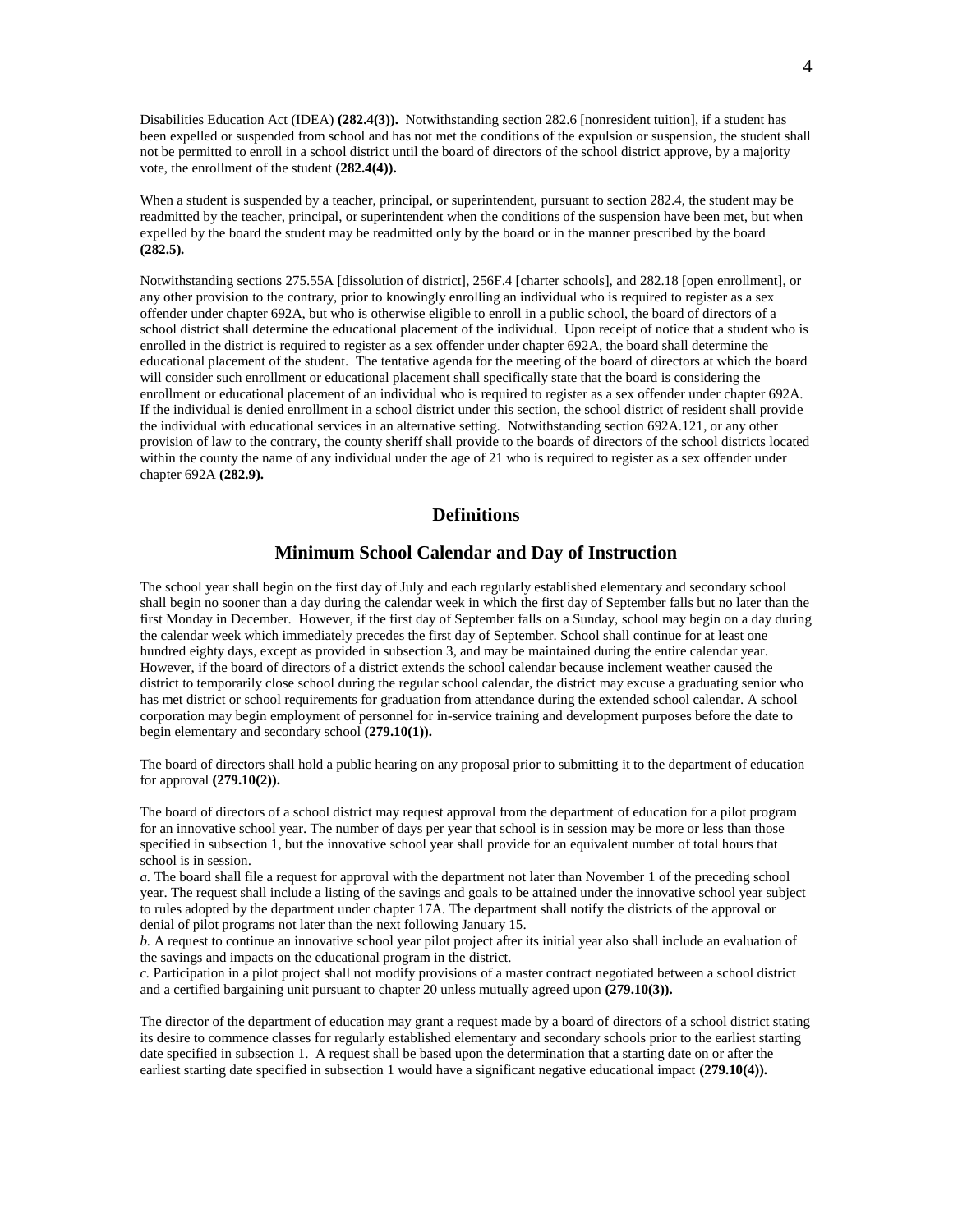Disabilities Education Act (IDEA) **(282.4(3)).** Notwithstanding section 282.6 [nonresident tuition], if a student has been expelled or suspended from school and has not met the conditions of the expulsion or suspension, the student shall not be permitted to enroll in a school district until the board of directors of the school district approve, by a majority vote, the enrollment of the student **(282.4(4)).**

When a student is suspended by a teacher, principal, or superintendent, pursuant to section 282.4, the student may be readmitted by the teacher, principal, or superintendent when the conditions of the suspension have been met, but when expelled by the board the student may be readmitted only by the board or in the manner prescribed by the board **(282.5).**

Notwithstanding sections 275.55A [dissolution of district], 256F.4 [charter schools], and 282.18 [open enrollment], or any other provision to the contrary, prior to knowingly enrolling an individual who is required to register as a sex offender under chapter 692A, but who is otherwise eligible to enroll in a public school, the board of directors of a school district shall determine the educational placement of the individual. Upon receipt of notice that a student who is enrolled in the district is required to register as a sex offender under chapter 692A, the board shall determine the educational placement of the student. The tentative agenda for the meeting of the board of directors at which the board will consider such enrollment or educational placement shall specifically state that the board is considering the enrollment or educational placement of an individual who is required to register as a sex offender under chapter 692A. If the individual is denied enrollment in a school district under this section, the school district of resident shall provide the individual with educational services in an alternative setting. Notwithstanding section 692A.121, or any other provision of law to the contrary, the county sheriff shall provide to the boards of directors of the school districts located within the county the name of any individual under the age of 21 who is required to register as a sex offender under chapter 692A **(282.9).**

## Definitions

## Minimum School Calendar and Day of Instruction

The school year shall begin on the first day of July and each regularly established elementary and secondary school shall begin no sooner than a day during the calendar week in which the first day of September falls but no later than the first Monday in December. However, if the first day of September falls on a Sunday, school may begin on a day during the calendar week which immediately precedes the first day of September. School shall continue for at least one hundred eighty days, except as provided in subsection 3, and may be maintained during the entire calendar year. However, if the board of directors of a district extends the school calendar because inclement weather caused the district to temporarily close school during the regular school calendar, the district may excuse a graduating senior who has met district or school requirements for graduation from attendance during the extended school calendar. A school corporation may begin employment of personnel for in-service training and development purposes before the date to begin elementary and secondary school **(279.10(1)).**

The board of directors shall hold a public hearing on any proposal prior to submitting it to the department of education for approval **(279.10(2)).**

The board of directors of a school district may request approval from the department of education for a pilot program for an innovative school year. The number of days per year that school is in session may be more or less than those specified in subsection 1, but the innovative school year shall provide for an equivalent number of total hours that school is in session.

*a.* The board shall file a request for approval with the department not later than November 1 of the preceding school year. The request shall include a listing of the savings and goals to be attained under the innovative school year subject to rules adopted by the department under chapter 17A. The department shall notify the districts of the approval or denial of pilot programs not later than the next following January 15.

*b.* A request to continue an innovative school year pilot project after its initial year also shall include an evaluation of the savings and impacts on the educational program in the district.

*c.* Participation in a pilot project shall not modify provisions of a master contract negotiated between a school district and a certified bargaining unit pursuant to chapter 20 unless mutually agreed upon **(279.10(3)).**

The director of the department of education may grant a request made by a board of directors of a school district stating its desire to commence classes for regularly established elementary and secondary schools prior to the earliest starting date specified in subsection 1. A request shall be based upon the determination that a starting date on or after the earliest starting date specified in subsection 1 would have a significant negative educational impact **(279.10(4)).**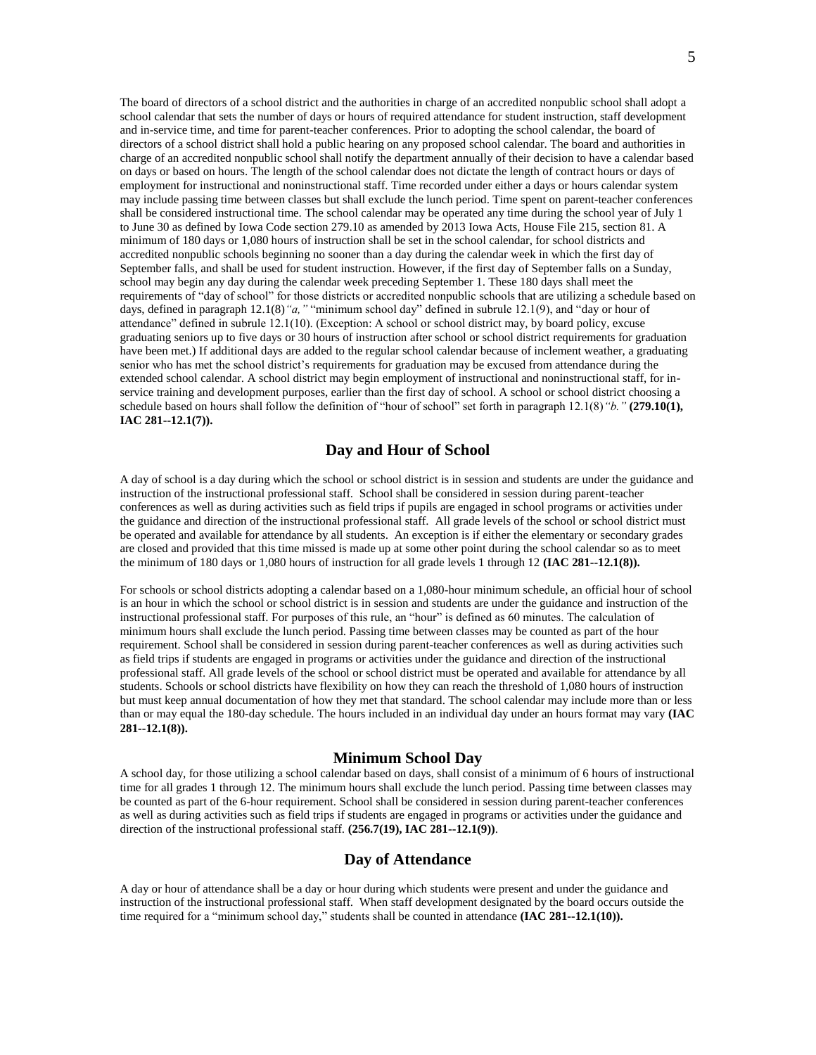The board of directors of a school district and the authorities in charge of an accredited nonpublic school shall adopt a school calendar that sets the number of days or hours of required attendance for student instruction, staff development and in-service time, and time for parent-teacher conferences. Prior to adopting the school calendar, the board of directors of a school district shall hold a public hearing on any proposed school calendar. The board and authorities in charge of an accredited nonpublic school shall notify the department annually of their decision to have a calendar based on days or based on hours. The length of the school calendar does not dictate the length of contract hours or days of employment for instructional and noninstructional staff. Time recorded under either a days or hours calendar system may include passing time between classes but shall exclude the lunch period. Time spent on parent-teacher conferences shall be considered instructional time. The school calendar may be operated any time during the school year of July 1 to June 30 as defined by Iowa Code section 279.10 as amended by 2013 Iowa Acts, House File 215, section 81. A minimum of 180 days or 1,080 hours of instruction shall be set in the school calendar, for school districts and accredited nonpublic schools beginning no sooner than a day during the calendar week in which the first day of September falls, and shall be used for student instruction. However, if the first day of September falls on a Sunday, school may begin any day during the calendar week preceding September 1. These 180 days shall meet the requirements of "day of school" for those districts or accredited nonpublic schools that are utilizing a schedule based on days, defined in paragraph 12.1(8)*"a,"* "minimum school day" defined in subrule 12.1(9), and "day or hour of attendance" defined in subrule 12.1(10). (Exception: A school or school district may, by board policy, excuse graduating seniors up to five days or 30 hours of instruction after school or school district requirements for graduation have been met.) If additional days are added to the regular school calendar because of inclement weather, a graduating senior who has met the school district's requirements for graduation may be excused from attendance during the extended school calendar. A school district may begin employment of instructional and noninstructional staff, for in-service training and development purposes, earlier than the first day of school. A school or school district choosing a schedule based on hours shall follow the definition of "hour of school" set forth in paragraph 12.1(8)*"b."* **(279.10(1), IAC 281--12.1(7)).**

## Day and Hour of School

A day of school is a day during which the school or school district is in session and students are under the guidance and instruction of the instructional professional staff. School shall be considered in session during parent-teacher conferences as well as during activities such as field trips if pupils are engaged in school programs or activities under the guidance and direction of the instructional professional staff. All grade levels of the school or school district must be operated and available for attendance by all students. An exception is if either the elementary or secondary grades are closed and provided that this time missed is made up at some other point during the school calendar so as to meet the minimum of 180 days or 1,080 hours of instruction for all grade levels 1 through 12 **(IAC 281--12.1(8)).**

For schools or school districts adopting a calendar based on a 1,080-hour minimum schedule, an official hour of school is an hour in which the school or school district is in session and students are under the guidance and instruction of the instructional professional staff. For purposes of this rule, an "hour" is defined as 60 minutes. The calculation of minimum hours shall exclude the lunch period. Passing time between classes may be counted as part of the hour requirement. School shall be considered in session during parent-teacher conferences as well as during activities such as field trips if students are engaged in programs or activities under the guidance and direction of the instructional professional staff. All grade levels of the school or school district must be operated and available for attendance by all students. Schools or school districts have flexibility on how they can reach the threshold of 1,080 hours of instruction but must keep annual documentation of how they met that standard. The school calendar may include more than or less than or may equal the 180-day schedule. The hours included in an individual day under an hours format may vary **(IAC 281--12.1(8)).**

## Minimum School Day

A school day, for those utilizing a school calendar based on days, shall consist of a minimum of 6 hours of instructional time for all grades 1 through 12. The minimum hours shall exclude the lunch period. Passing time between classes may be counted as part of the 6-hour requirement. School shall be considered in session during parent-teacher conferences as well as during activities such as field trips if students are engaged in programs or activities under the guidance and direction of the instructional professional staff. **(256.7(19), IAC 281--12.1(9))**.

## Day of Attendance

A day or hour of attendance shall be a day or hour during which students were present and under the guidance and instruction of the instructional professional staff. When staff development designated by the board occurs outside the time required for a "minimum school day," students shall be counted in attendance **(IAC 281--12.1(10)).**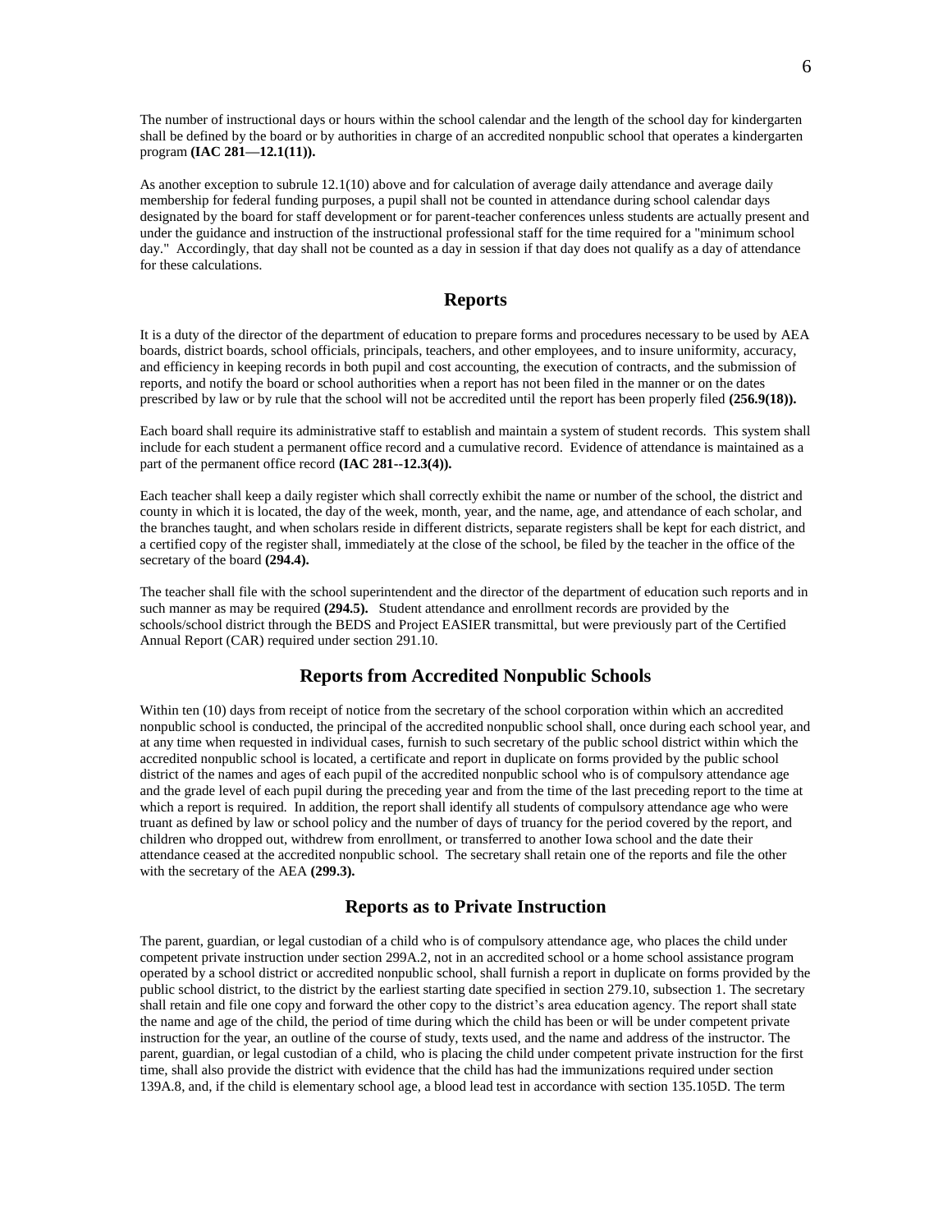The number of instructional days or hours within the school calendar and the length of the school day for kindergarten shall be defined by the board or by authorities in charge of an accredited nonpublic school that operates a kindergarten program **(IAC 281—12.1(11)).**

As another exception to subrule 12.1(10) above and for calculation of average daily attendance and average daily membership for federal funding purposes, a pupil shall not be counted in attendance during school calendar days designated by the board for staff development or for parent-teacher conferences unless students are actually present and under the guidance and instruction of the instructional professional staff for the time required for a "minimum school day." Accordingly, that day shall not be counted as a day in session if that day does not qualify as a day of attendance for these calculations.

## Reports

It is a duty of the director of the department of education to prepare forms and procedures necessary to be used by AEA boards, district boards, school officials, principals, teachers, and other employees, and to insure uniformity, accuracy, and efficiency in keeping records in both pupil and cost accounting, the execution of contracts, and the submission of reports, and notify the board or school authorities when a report has not been filed in the manner or on the dates prescribed by law or by rule that the school will not be accredited until the report has been properly filed **(256.9(18)).**

Each board shall require its administrative staff to establish and maintain a system of student records. This system shall include for each student a permanent office record and a cumulative record. Evidence of attendance is maintained as a part of the permanent office record **(IAC 281--12.3(4)).**

Each teacher shall keep a daily register which shall correctly exhibit the name or number of the school, the district and county in which it is located, the day of the week, month, year, and the name, age, and attendance of each scholar, and the branches taught, and when scholars reside in different districts, separate registers shall be kept for each district, and a certified copy of the register shall, immediately at the close of the school, be filed by the teacher in the office of the secretary of the board **(294.4).**

The teacher shall file with the school superintendent and the director of the department of education such reports and in such manner as may be required **(294.5).** Student attendance and enrollment records are provided by the schools/school district through the BEDS and Project EASIER transmittal, but were previously part of the Certified Annual Report (CAR) required under section 291.10.

## Reports from Accredited Nonpublic Schools

Within ten (10) days from receipt of notice from the secretary of the school corporation within which an accredited nonpublic school is conducted, the principal of the accredited nonpublic school shall, once during each school year, and at any time when requested in individual cases, furnish to such secretary of the public school district within which the accredited nonpublic school is located, a certificate and report in duplicate on forms provided by the public school district of the names and ages of each pupil of the accredited nonpublic school who is of compulsory attendance age and the grade level of each pupil during the preceding year and from the time of the last preceding report to the time at which a report is required. In addition, the report shall identify all students of compulsory attendance age who were truant as defined by law or school policy and the number of days of truancy for the period covered by the report, and children who dropped out, withdrew from enrollment, or transferred to another Iowa school and the date their attendance ceased at the accredited nonpublic school. The secretary shall retain one of the reports and file the other with the secretary of the AEA **(299.3).**

## Reports as to Private Instruction

The parent, guardian, or legal custodian of a child who is of compulsory attendance age, who places the child under competent private instruction under section 299A.2, not in an accredited school or a home school assistance program operated by a school district or accredited nonpublic school, shall furnish a report in duplicate on forms provided by the public school district, to the district by the earliest starting date specified in section 279.10, subsection 1. The secretary shall retain and file one copy and forward the other copy to the district's area education agency. The report shall state the name and age of the child, the period of time during which the child has been or will be under competent private instruction for the year, an outline of the course of study, texts used, and the name and address of the instructor. The parent, guardian, or legal custodian of a child, who is placing the child under competent private instruction for the first time, shall also provide the district with evidence that the child has had the immunizations required under section 139A.8, and, if the child is elementary school age, a blood lead test in accordance with section 135.105D. The term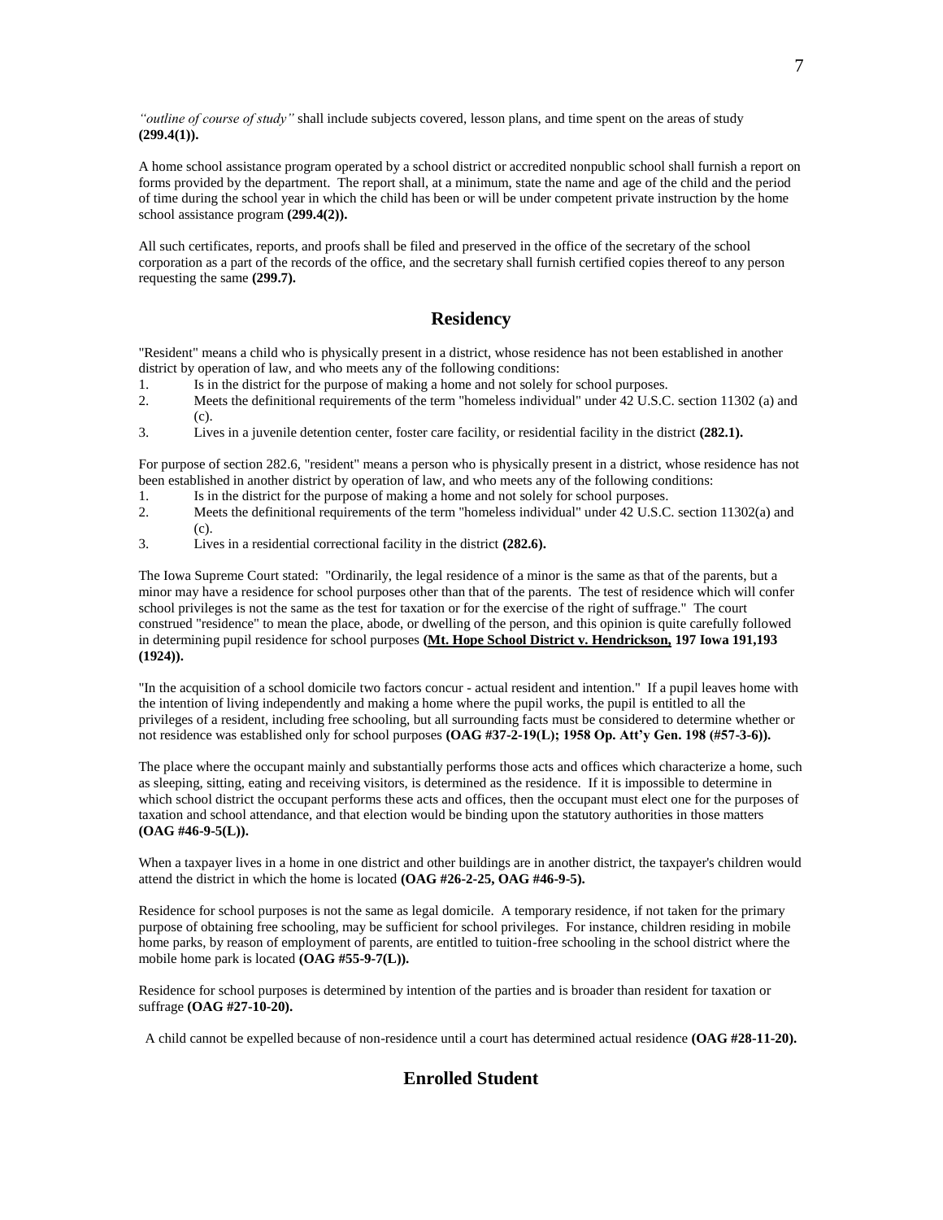*"outline of course of study"* shall include subjects covered, lesson plans, and time spent on the areas of study **(299.4(1)).**

A home school assistance program operated by a school district or accredited nonpublic school shall furnish a report on forms provided by the department. The report shall, at a minimum, state the name and age of the child and the period of time during the school year in which the child has been or will be under competent private instruction by the home school assistance program **(299.4(2)).**

All such certificates, reports, and proofs shall be filed and preserved in the office of the secretary of the school corporation as a part of the records of the office, and the secretary shall furnish certified copies thereof to any person requesting the same **(299.7).**

## Residency

"Resident" means a child who is physically present in a district, whose residence has not been established in another district by operation of law, and who meets any of the following conditions:

1. Is in the district for the purpose of making a home and not solely for school purposes.
2. Meets the definitional requirements of the term "homeless individual" under 42 U.S.C. section 11302 (a) and (c).
3. Lives in a juvenile detention center, foster care facility, or residential facility in the district **(282.1).**

For purpose of section 282.6, "resident" means a person who is physically present in a district, whose residence has not been established in another district by operation of law, and who meets any of the following conditions:

1. Is in the district for the purpose of making a home and not solely for school purposes.
2. Meets the definitional requirements of the term "homeless individual" under 42 U.S.C. section 11302(a) and (c).
3. Lives in a residential correctional facility in the district **(282.6).**

The Iowa Supreme Court stated: "Ordinarily, the legal residence of a minor is the same as that of the parents, but a minor may have a residence for school purposes other than that of the parents. The test of residence which will confer school privileges is not the same as the test for taxation or for the exercise of the right of suffrage." The court construed "residence" to mean the place, abode, or dwelling of the person, and this opinion is quite carefully followed in determining pupil residence for school purposes **(Mt. Hope School District v. Hendrickson, 197 Iowa 191,193 (1924)).**

"In the acquisition of a school domicile two factors concur - actual resident and intention." If a pupil leaves home with the intention of living independently and making a home where the pupil works, the pupil is entitled to all the privileges of a resident, including free schooling, but all surrounding facts must be considered to determine whether or not residence was established only for school purposes **(OAG #37-2-19(L); 1958 Op. Att'y Gen. 198 (#57-3-6)).**

The place where the occupant mainly and substantially performs those acts and offices which characterize a home, such as sleeping, sitting, eating and receiving visitors, is determined as the residence. If it is impossible to determine in which school district the occupant performs these acts and offices, then the occupant must elect one for the purposes of taxation and school attendance, and that election would be binding upon the statutory authorities in those matters **(OAG #46-9-5(L)).**

When a taxpayer lives in a home in one district and other buildings are in another district, the taxpayer's children would attend the district in which the home is located **(OAG #26-2-25, OAG #46-9-5).**

Residence for school purposes is not the same as legal domicile. A temporary residence, if not taken for the primary purpose of obtaining free schooling, may be sufficient for school privileges. For instance, children residing in mobile home parks, by reason of employment of parents, are entitled to tuition-free schooling in the school district where the mobile home park is located **(OAG #55-9-7(L)).**

Residence for school purposes is determined by intention of the parties and is broader than resident for taxation or suffrage **(OAG #27-10-20).**

A child cannot be expelled because of non-residence until a court has determined actual residence **(OAG #28-11-20).**

## Enrolled Student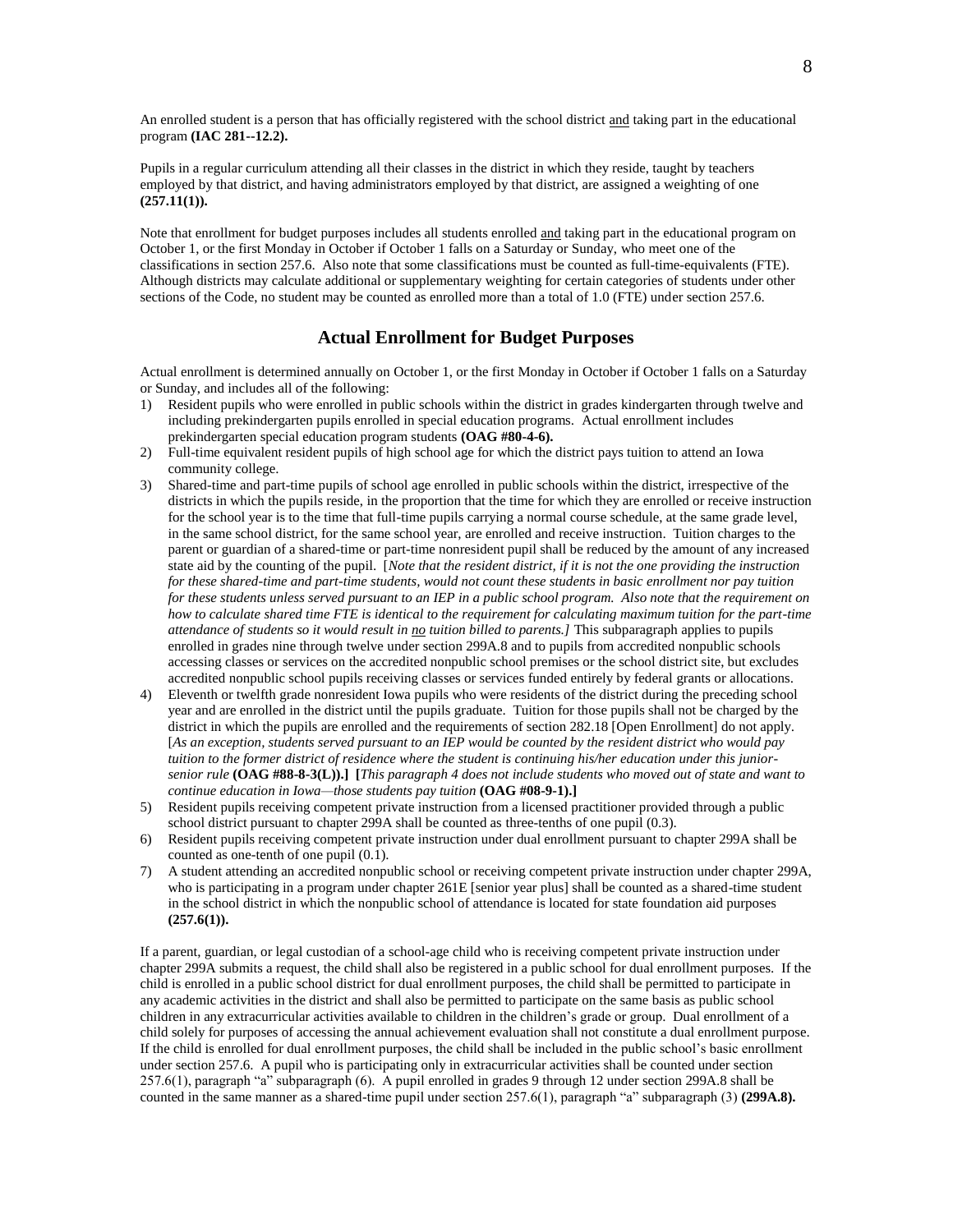An enrolled student is a person that has officially registered with the school district <u>and</u> taking part in the educational program **(IAC 281--12.2).**

Pupils in a regular curriculum attending all their classes in the district in which they reside, taught by teachers employed by that district, and having administrators employed by that district, are assigned a weighting of one **(257.11(1)).**

Note that enrollment for budget purposes includes all students enrolled <u>and</u> taking part in the educational program on October 1, or the first Monday in October if October 1 falls on a Saturday or Sunday, who meet one of the classifications in section 257.6. Also note that some classifications must be counted as full-time-equivalents (FTE). Although districts may calculate additional or supplementary weighting for certain categories of students under other sections of the Code, no student may be counted as enrolled more than a total of 1.0 (FTE) under section 257.6.

## Actual Enrollment for Budget Purposes

Actual enrollment is determined annually on October 1, or the first Monday in October if October 1 falls on a Saturday or Sunday, and includes all of the following:

1) Resident pupils who were enrolled in public schools within the district in grades kindergarten through twelve and including prekindergarten pupils enrolled in special education programs. Actual enrollment includes prekindergarten special education program students **(OAG #80-4-6).**
2) Full-time equivalent resident pupils of high school age for which the district pays tuition to attend an Iowa community college.
3) Shared-time and part-time pupils of school age enrolled in public schools within the district, irrespective of the districts in which the pupils reside, in the proportion that the time for which they are enrolled or receive instruction for the school year is to the time that full-time pupils carrying a normal course schedule, at the same grade level, in the same school district, for the same school year, are enrolled and receive instruction. Tuition charges to the parent or guardian of a shared-time or part-time nonresident pupil shall be reduced by the amount of any increased state aid by the counting of the pupil. [*Note that the resident district, if it is not the one providing the instruction for these shared-time and part-time students, would not count these students in basic enrollment nor pay tuition for these students unless served pursuant to an IEP in a public school program. Also note that the requirement on how to calculate shared time FTE is identical to the requirement for calculating maximum tuition for the part-time attendance of students so it would result in <u>no</u> tuition billed to parents.]* This subparagraph applies to pupils enrolled in grades nine through twelve under section 299A.8 and to pupils from accredited nonpublic schools accessing classes or services on the accredited nonpublic school premises or the school district site, but excludes accredited nonpublic school pupils receiving classes or services funded entirely by federal grants or allocations.
4) Eleventh or twelfth grade nonresident Iowa pupils who were residents of the district during the preceding school year and are enrolled in the district until the pupils graduate. Tuition for those pupils shall not be charged by the district in which the pupils are enrolled and the requirements of section 282.18 [Open Enrollment] do not apply. [*As an exception, students served pursuant to an IEP would be counted by the resident district who would pay tuition to the former district of residence where the student is continuing his/her education under this junior-senior rule* **(OAG #88-8-3(L)).]** **[***This paragraph 4 does not include students who moved out of state and want to continue education in Iowa—those students pay tuition* **(OAG #08-9-1).]**
5) Resident pupils receiving competent private instruction from a licensed practitioner provided through a public school district pursuant to chapter 299A shall be counted as three-tenths of one pupil (0.3).
6) Resident pupils receiving competent private instruction under dual enrollment pursuant to chapter 299A shall be counted as one-tenth of one pupil (0.1).
7) A student attending an accredited nonpublic school or receiving competent private instruction under chapter 299A, who is participating in a program under chapter 261E [senior year plus] shall be counted as a shared-time student in the school district in which the nonpublic school of attendance is located for state foundation aid purposes **(257.6(1)).**

If a parent, guardian, or legal custodian of a school-age child who is receiving competent private instruction under chapter 299A submits a request, the child shall also be registered in a public school for dual enrollment purposes. If the child is enrolled in a public school district for dual enrollment purposes, the child shall be permitted to participate in any academic activities in the district and shall also be permitted to participate on the same basis as public school children in any extracurricular activities available to children in the children's grade or group. Dual enrollment of a child solely for purposes of accessing the annual achievement evaluation shall not constitute a dual enrollment purpose. If the child is enrolled for dual enrollment purposes, the child shall be included in the public school's basic enrollment under section 257.6. A pupil who is participating only in extracurricular activities shall be counted under section 257.6(1), paragraph "a" subparagraph (6). A pupil enrolled in grades 9 through 12 under section 299A.8 shall be counted in the same manner as a shared-time pupil under section 257.6(1), paragraph "a" subparagraph (3) **(299A.8).**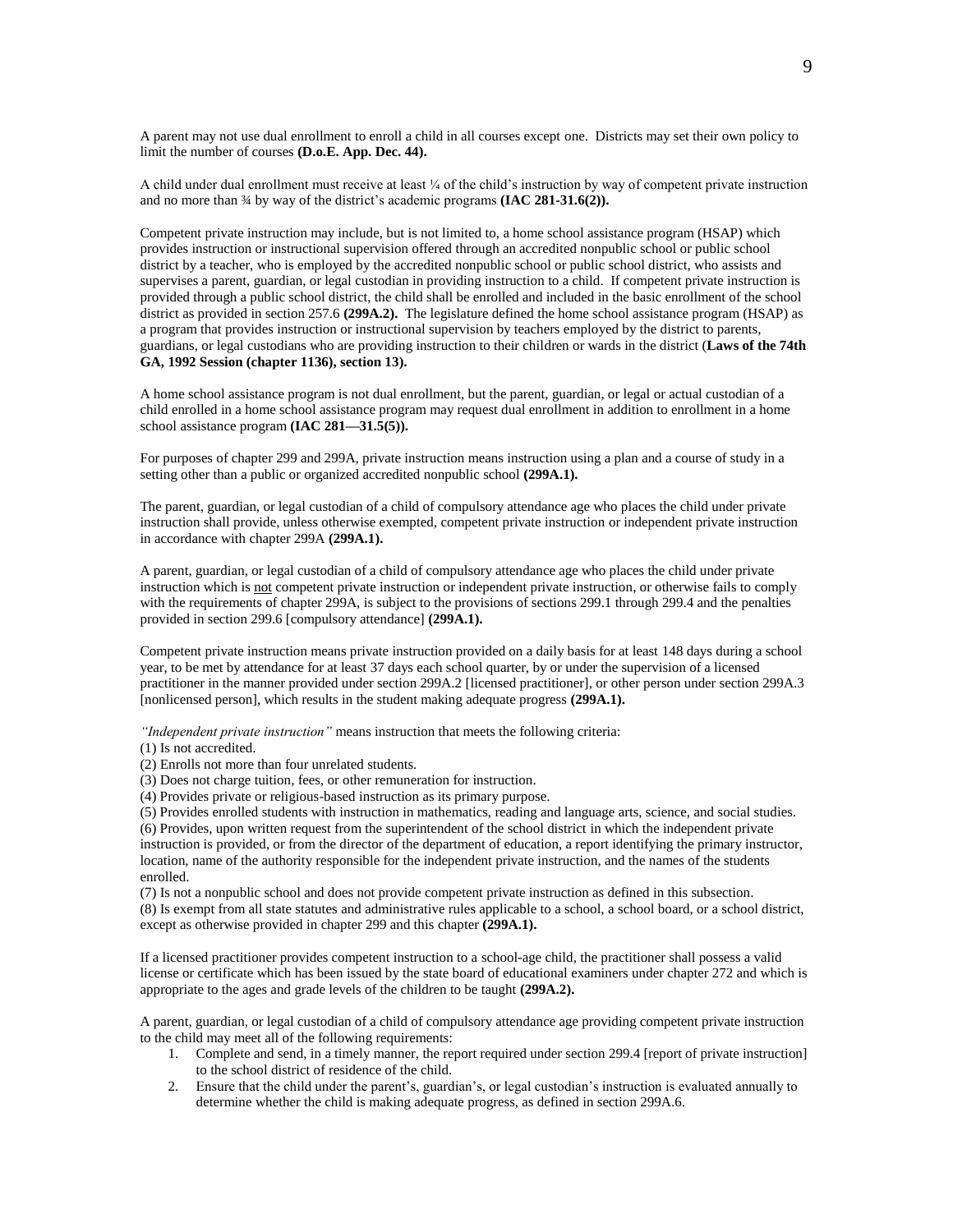A parent may not use dual enrollment to enroll a child in all courses except one. Districts may set their own policy to limit the number of courses **(D.o.E. App. Dec. 44).**

A child under dual enrollment must receive at least ¼ of the child's instruction by way of competent private instruction and no more than ¾ by way of the district's academic programs **(IAC 281-31.6(2)).**

Competent private instruction may include, but is not limited to, a home school assistance program (HSAP) which provides instruction or instructional supervision offered through an accredited nonpublic school or public school district by a teacher, who is employed by the accredited nonpublic school or public school district, who assists and supervises a parent, guardian, or legal custodian in providing instruction to a child. If competent private instruction is provided through a public school district, the child shall be enrolled and included in the basic enrollment of the school district as provided in section 257.6 **(299A.2).** The legislature defined the home school assistance program (HSAP) as a program that provides instruction or instructional supervision by teachers employed by the district to parents, guardians, or legal custodians who are providing instruction to their children or wards in the district (**Laws of the 74th GA, 1992 Session (chapter 1136), section 13).**

A home school assistance program is not dual enrollment, but the parent, guardian, or legal or actual custodian of a child enrolled in a home school assistance program may request dual enrollment in addition to enrollment in a home school assistance program **(IAC 281—31.5(5)).**

For purposes of chapter 299 and 299A, private instruction means instruction using a plan and a course of study in a setting other than a public or organized accredited nonpublic school **(299A.1).**

The parent, guardian, or legal custodian of a child of compulsory attendance age who places the child under private instruction shall provide, unless otherwise exempted, competent private instruction or independent private instruction in accordance with chapter 299A **(299A.1).**

A parent, guardian, or legal custodian of a child of compulsory attendance age who places the child under private instruction which is <u>not</u> competent private instruction or independent private instruction, or otherwise fails to comply with the requirements of chapter 299A, is subject to the provisions of sections 299.1 through 299.4 and the penalties provided in section 299.6 [compulsory attendance] **(299A.1).**

Competent private instruction means private instruction provided on a daily basis for at least 148 days during a school year, to be met by attendance for at least 37 days each school quarter, by or under the supervision of a licensed practitioner in the manner provided under section 299A.2 [licensed practitioner], or other person under section 299A.3 [nonlicensed person], which results in the student making adequate progress **(299A.1).**

*"Independent private instruction"* means instruction that meets the following criteria:
(1) Is not accredited.
(2) Enrolls not more than four unrelated students.
(3) Does not charge tuition, fees, or other remuneration for instruction.
(4) Provides private or religious-based instruction as its primary purpose.
(5) Provides enrolled students with instruction in mathematics, reading and language arts, science, and social studies.
(6) Provides, upon written request from the superintendent of the school district in which the independent private instruction is provided, or from the director of the department of education, a report identifying the primary instructor, location, name of the authority responsible for the independent private instruction, and the names of the students enrolled.
(7) Is not a nonpublic school and does not provide competent private instruction as defined in this subsection.
(8) Is exempt from all state statutes and administrative rules applicable to a school, a school board, or a school district, except as otherwise provided in chapter 299 and this chapter **(299A.1).**

If a licensed practitioner provides competent instruction to a school-age child, the practitioner shall possess a valid license or certificate which has been issued by the state board of educational examiners under chapter 272 and which is appropriate to the ages and grade levels of the children to be taught **(299A.2).**

A parent, guardian, or legal custodian of a child of compulsory attendance age providing competent private instruction to the child may meet all of the following requirements:

1. Complete and send, in a timely manner, the report required under section 299.4 [report of private instruction] to the school district of residence of the child.
2. Ensure that the child under the parent's, guardian's, or legal custodian's instruction is evaluated annually to determine whether the child is making adequate progress, as defined in section 299A.6.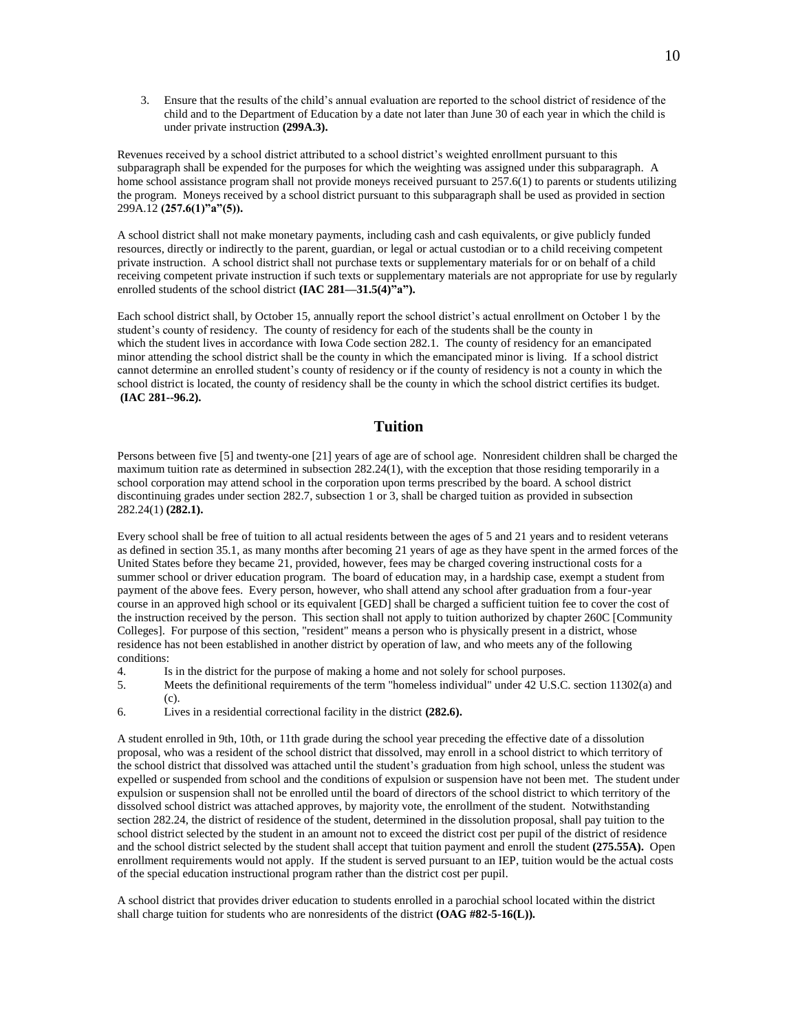3. Ensure that the results of the child's annual evaluation are reported to the school district of residence of the child and to the Department of Education by a date not later than June 30 of each year in which the child is under private instruction **(299A.3).**

Revenues received by a school district attributed to a school district's weighted enrollment pursuant to this subparagraph shall be expended for the purposes for which the weighting was assigned under this subparagraph. A home school assistance program shall not provide moneys received pursuant to 257.6(1) to parents or students utilizing the program. Moneys received by a school district pursuant to this subparagraph shall be used as provided in section 299A.12 **(257.6(1)"a"(5)).**

A school district shall not make monetary payments, including cash and cash equivalents, or give publicly funded resources, directly or indirectly to the parent, guardian, or legal or actual custodian or to a child receiving competent private instruction. A school district shall not purchase texts or supplementary materials for or on behalf of a child receiving competent private instruction if such texts or supplementary materials are not appropriate for use by regularly enrolled students of the school district **(IAC 281—31.5(4)"a").**

Each school district shall, by October 15, annually report the school district's actual enrollment on October 1 by the student's county of residency. The county of residency for each of the students shall be the county in which the student lives in accordance with Iowa Code section 282.1. The county of residency for an emancipated minor attending the school district shall be the county in which the emancipated minor is living. If a school district cannot determine an enrolled student's county of residency or if the county of residency is not a county in which the school district is located, the county of residency shall be the county in which the school district certifies its budget. **(IAC 281--96.2).**

## Tuition

Persons between five [5] and twenty-one [21] years of age are of school age. Nonresident children shall be charged the maximum tuition rate as determined in subsection 282.24(1), with the exception that those residing temporarily in a school corporation may attend school in the corporation upon terms prescribed by the board. A school district discontinuing grades under section 282.7, subsection 1 or 3, shall be charged tuition as provided in subsection 282.24(1) **(282.1).**

Every school shall be free of tuition to all actual residents between the ages of 5 and 21 years and to resident veterans as defined in section 35.1, as many months after becoming 21 years of age as they have spent in the armed forces of the United States before they became 21, provided, however, fees may be charged covering instructional costs for a summer school or driver education program. The board of education may, in a hardship case, exempt a student from payment of the above fees. Every person, however, who shall attend any school after graduation from a four-year course in an approved high school or its equivalent [GED] shall be charged a sufficient tuition fee to cover the cost of the instruction received by the person. This section shall not apply to tuition authorized by chapter 260C [Community Colleges]. For purpose of this section, "resident" means a person who is physically present in a district, whose residence has not been established in another district by operation of law, and who meets any of the following conditions:

4. Is in the district for the purpose of making a home and not solely for school purposes.
5. Meets the definitional requirements of the term "homeless individual" under 42 U.S.C. section 11302(a) and (c).
6. Lives in a residential correctional facility in the district **(282.6).**

A student enrolled in 9th, 10th, or 11th grade during the school year preceding the effective date of a dissolution proposal, who was a resident of the school district that dissolved, may enroll in a school district to which territory of the school district that dissolved was attached until the student's graduation from high school, unless the student was expelled or suspended from school and the conditions of expulsion or suspension have not been met. The student under expulsion or suspension shall not be enrolled until the board of directors of the school district to which territory of the dissolved school district was attached approves, by majority vote, the enrollment of the student. Notwithstanding section 282.24, the district of residence of the student, determined in the dissolution proposal, shall pay tuition to the school district selected by the student in an amount not to exceed the district cost per pupil of the district of residence and the school district selected by the student shall accept that tuition payment and enroll the student **(275.55A).** Open enrollment requirements would not apply. If the student is served pursuant to an IEP, tuition would be the actual costs of the special education instructional program rather than the district cost per pupil.

A school district that provides driver education to students enrolled in a parochial school located within the district shall charge tuition for students who are nonresidents of the district **(OAG #82-5-16(L)).**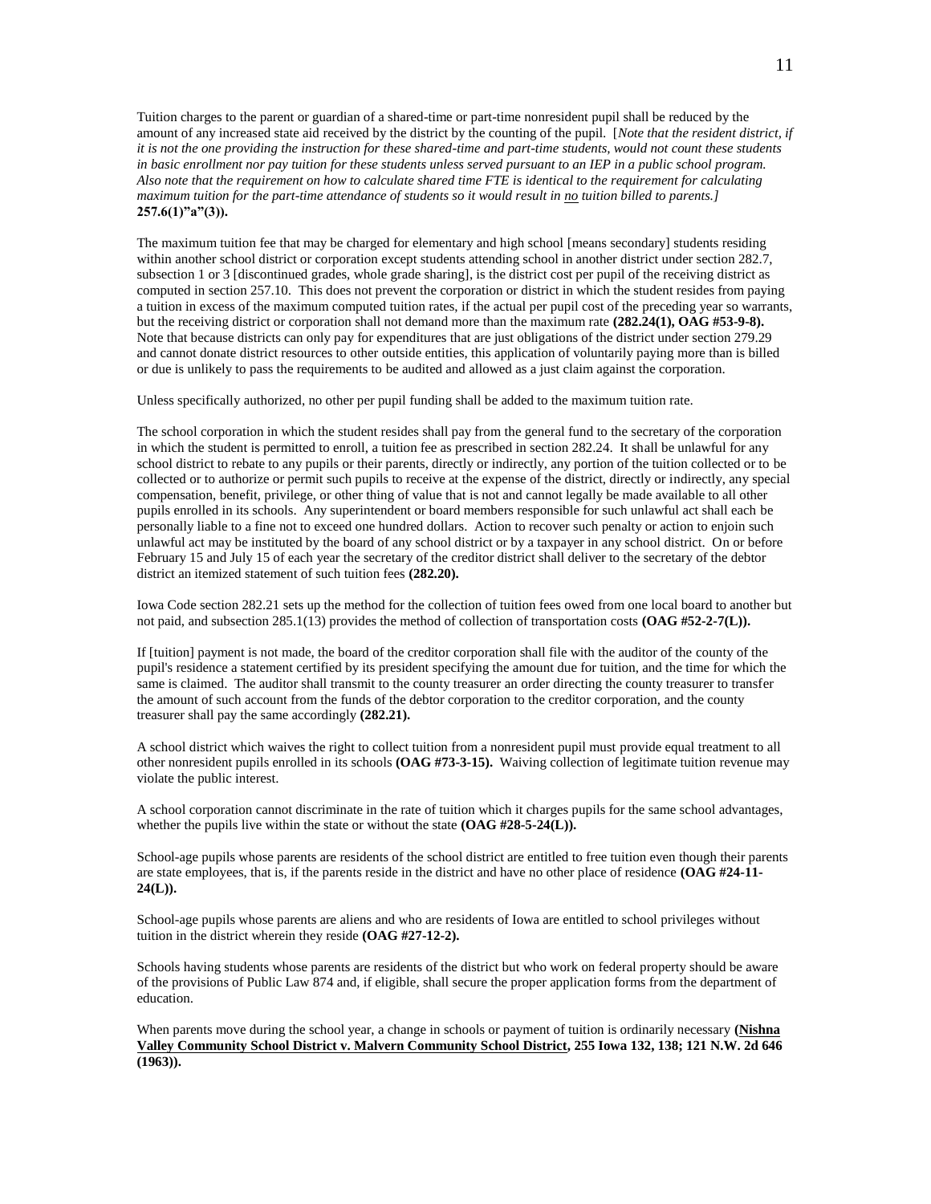Tuition charges to the parent or guardian of a shared-time or part-time nonresident pupil shall be reduced by the amount of any increased state aid received by the district by the counting of the pupil. [*Note that the resident district, if it is not the one providing the instruction for these shared-time and part-time students, would not count these students in basic enrollment nor pay tuition for these students unless served pursuant to an IEP in a public school program. Also note that the requirement on how to calculate shared time FTE is identical to the requirement for calculating maximum tuition for the part-time attendance of students so it would result in no tuition billed to parents.]* **257.6(1)"a"(3)).**

The maximum tuition fee that may be charged for elementary and high school [means secondary] students residing within another school district or corporation except students attending school in another district under section 282.7, subsection 1 or 3 [discontinued grades, whole grade sharing], is the district cost per pupil of the receiving district as computed in section 257.10. This does not prevent the corporation or district in which the student resides from paying a tuition in excess of the maximum computed tuition rates, if the actual per pupil cost of the preceding year so warrants, but the receiving district or corporation shall not demand more than the maximum rate **(282.24(1), OAG #53-9-8).** Note that because districts can only pay for expenditures that are just obligations of the district under section 279.29 and cannot donate district resources to other outside entities, this application of voluntarily paying more than is billed or due is unlikely to pass the requirements to be audited and allowed as a just claim against the corporation.

Unless specifically authorized, no other per pupil funding shall be added to the maximum tuition rate.

The school corporation in which the student resides shall pay from the general fund to the secretary of the corporation in which the student is permitted to enroll, a tuition fee as prescribed in section 282.24. It shall be unlawful for any school district to rebate to any pupils or their parents, directly or indirectly, any portion of the tuition collected or to be collected or to authorize or permit such pupils to receive at the expense of the district, directly or indirectly, any special compensation, benefit, privilege, or other thing of value that is not and cannot legally be made available to all other pupils enrolled in its schools. Any superintendent or board members responsible for such unlawful act shall each be personally liable to a fine not to exceed one hundred dollars. Action to recover such penalty or action to enjoin such unlawful act may be instituted by the board of any school district or by a taxpayer in any school district. On or before February 15 and July 15 of each year the secretary of the creditor district shall deliver to the secretary of the debtor district an itemized statement of such tuition fees **(282.20).**

Iowa Code section 282.21 sets up the method for the collection of tuition fees owed from one local board to another but not paid, and subsection 285.1(13) provides the method of collection of transportation costs **(OAG #52-2-7(L)).**

If [tuition] payment is not made, the board of the creditor corporation shall file with the auditor of the county of the pupil's residence a statement certified by its president specifying the amount due for tuition, and the time for which the same is claimed. The auditor shall transmit to the county treasurer an order directing the county treasurer to transfer the amount of such account from the funds of the debtor corporation to the creditor corporation, and the county treasurer shall pay the same accordingly **(282.21).**

A school district which waives the right to collect tuition from a nonresident pupil must provide equal treatment to all other nonresident pupils enrolled in its schools **(OAG #73-3-15).** Waiving collection of legitimate tuition revenue may violate the public interest.

A school corporation cannot discriminate in the rate of tuition which it charges pupils for the same school advantages, whether the pupils live within the state or without the state **(OAG #28-5-24(L)).**

School-age pupils whose parents are residents of the school district are entitled to free tuition even though their parents are state employees, that is, if the parents reside in the district and have no other place of residence **(OAG #24-11-24(L)).**

School-age pupils whose parents are aliens and who are residents of Iowa are entitled to school privileges without tuition in the district wherein they reside **(OAG #27-12-2).**

Schools having students whose parents are residents of the district but who work on federal property should be aware of the provisions of Public Law 874 and, if eligible, shall secure the proper application forms from the department of education.

When parents move during the school year, a change in schools or payment of tuition is ordinarily necessary **(Nishna Valley Community School District v. Malvern Community School District, 255 Iowa 132, 138; 121 N.W. 2d 646 (1963)).**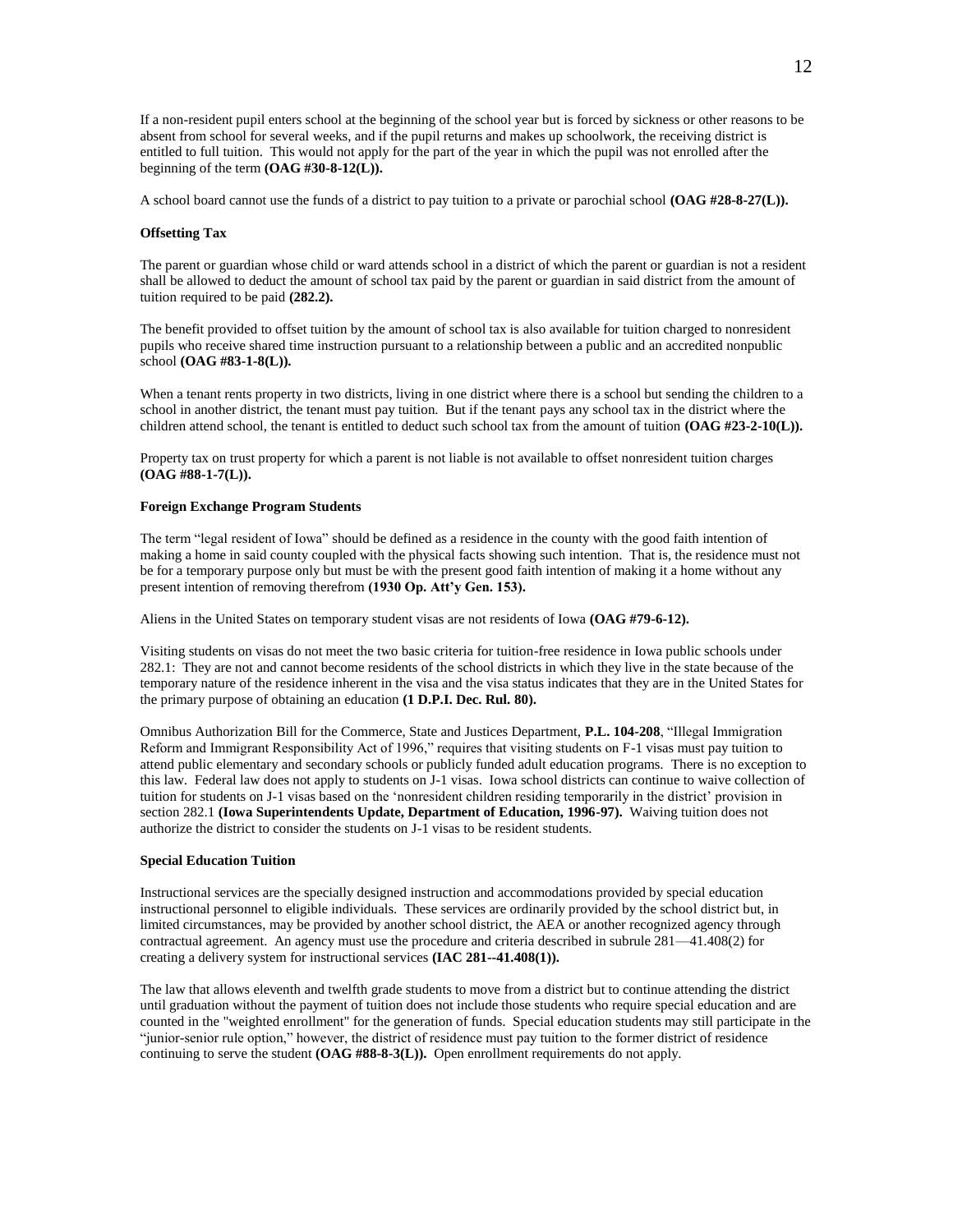If a non-resident pupil enters school at the beginning of the school year but is forced by sickness or other reasons to be absent from school for several weeks, and if the pupil returns and makes up schoolwork, the receiving district is entitled to full tuition. This would not apply for the part of the year in which the pupil was not enrolled after the beginning of the term **(OAG #30-8-12(L)).**

A school board cannot use the funds of a district to pay tuition to a private or parochial school **(OAG #28-8-27(L)).**

**Offsetting Tax**

The parent or guardian whose child or ward attends school in a district of which the parent or guardian is not a resident shall be allowed to deduct the amount of school tax paid by the parent or guardian in said district from the amount of tuition required to be paid **(282.2).**

The benefit provided to offset tuition by the amount of school tax is also available for tuition charged to nonresident pupils who receive shared time instruction pursuant to a relationship between a public and an accredited nonpublic school **(OAG #83-1-8(L)).**

When a tenant rents property in two districts, living in one district where there is a school but sending the children to a school in another district, the tenant must pay tuition. But if the tenant pays any school tax in the district where the children attend school, the tenant is entitled to deduct such school tax from the amount of tuition **(OAG #23-2-10(L)).**

Property tax on trust property for which a parent is not liable is not available to offset nonresident tuition charges **(OAG #88-1-7(L)).**

**Foreign Exchange Program Students**

The term "legal resident of Iowa" should be defined as a residence in the county with the good faith intention of making a home in said county coupled with the physical facts showing such intention. That is, the residence must not be for a temporary purpose only but must be with the present good faith intention of making it a home without any present intention of removing therefrom **(1930 Op. Att'y Gen. 153).**

Aliens in the United States on temporary student visas are not residents of Iowa **(OAG #79-6-12).**

Visiting students on visas do not meet the two basic criteria for tuition-free residence in Iowa public schools under 282.1: They are not and cannot become residents of the school districts in which they live in the state because of the temporary nature of the residence inherent in the visa and the visa status indicates that they are in the United States for the primary purpose of obtaining an education **(1 D.P.I. Dec. Rul. 80).**

Omnibus Authorization Bill for the Commerce, State and Justices Department, **P.L. 104-208**, "Illegal Immigration Reform and Immigrant Responsibility Act of 1996," requires that visiting students on F-1 visas must pay tuition to attend public elementary and secondary schools or publicly funded adult education programs. There is no exception to this law. Federal law does not apply to students on J-1 visas. Iowa school districts can continue to waive collection of tuition for students on J-1 visas based on the 'nonresident children residing temporarily in the district' provision in section 282.1 **(Iowa Superintendents Update, Department of Education, 1996-97).** Waiving tuition does not authorize the district to consider the students on J-1 visas to be resident students.

**Special Education Tuition**

Instructional services are the specially designed instruction and accommodations provided by special education instructional personnel to eligible individuals. These services are ordinarily provided by the school district but, in limited circumstances, may be provided by another school district, the AEA or another recognized agency through contractual agreement. An agency must use the procedure and criteria described in subrule 281—41.408(2) for creating a delivery system for instructional services **(IAC 281--41.408(1)).**

The law that allows eleventh and twelfth grade students to move from a district but to continue attending the district until graduation without the payment of tuition does not include those students who require special education and are counted in the "weighted enrollment" for the generation of funds. Special education students may still participate in the "junior-senior rule option," however, the district of residence must pay tuition to the former district of residence continuing to serve the student **(OAG #88-8-3(L)).** Open enrollment requirements do not apply.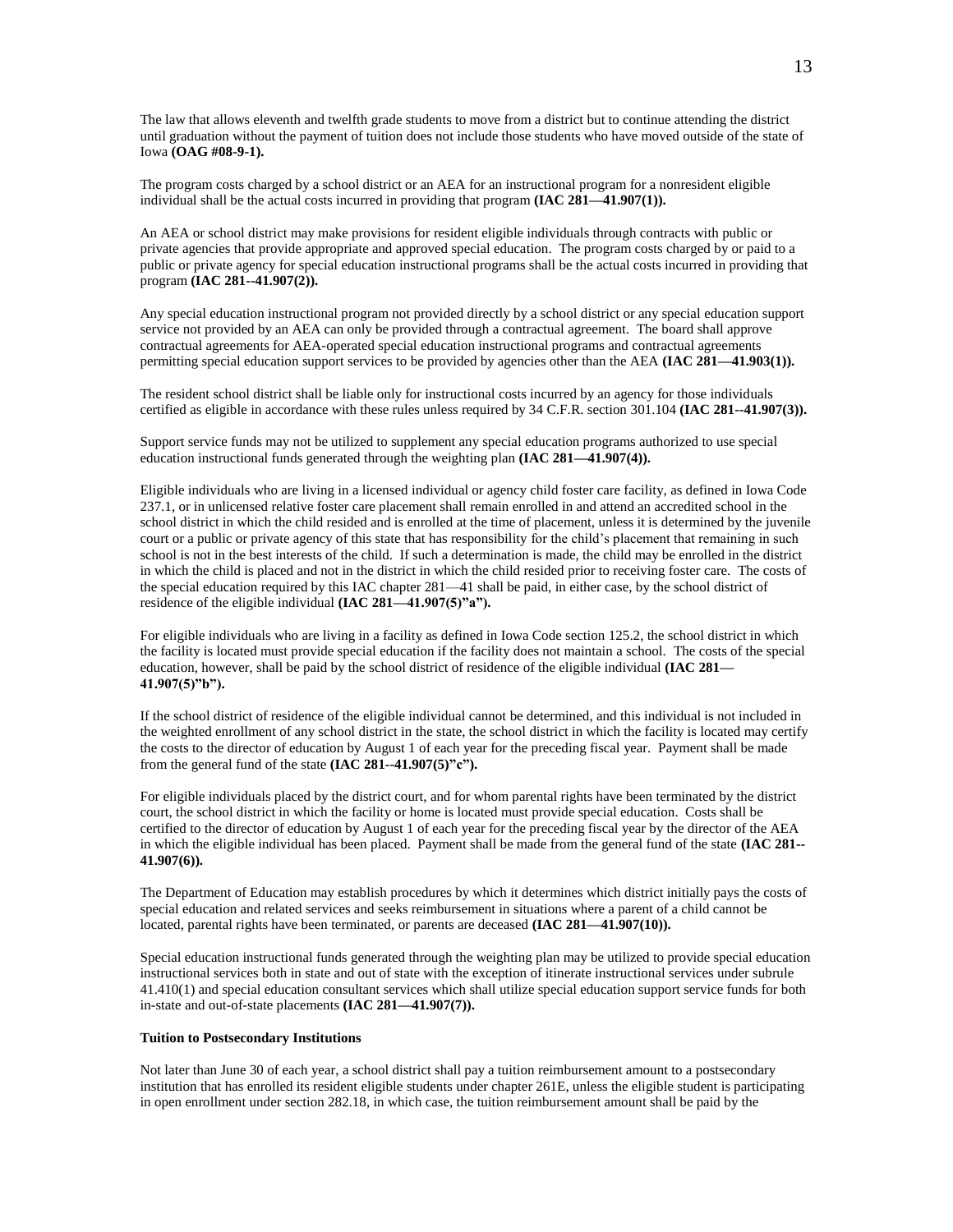The law that allows eleventh and twelfth grade students to move from a district but to continue attending the district until graduation without the payment of tuition does not include those students who have moved outside of the state of Iowa **(OAG #08-9-1).**

The program costs charged by a school district or an AEA for an instructional program for a nonresident eligible individual shall be the actual costs incurred in providing that program **(IAC 281—41.907(1)).**

An AEA or school district may make provisions for resident eligible individuals through contracts with public or private agencies that provide appropriate and approved special education. The program costs charged by or paid to a public or private agency for special education instructional programs shall be the actual costs incurred in providing that program **(IAC 281--41.907(2)).**

Any special education instructional program not provided directly by a school district or any special education support service not provided by an AEA can only be provided through a contractual agreement. The board shall approve contractual agreements for AEA-operated special education instructional programs and contractual agreements permitting special education support services to be provided by agencies other than the AEA **(IAC 281—41.903(1)).**

The resident school district shall be liable only for instructional costs incurred by an agency for those individuals certified as eligible in accordance with these rules unless required by 34 C.F.R. section 301.104 **(IAC 281--41.907(3)).**

Support service funds may not be utilized to supplement any special education programs authorized to use special education instructional funds generated through the weighting plan **(IAC 281—41.907(4)).**

Eligible individuals who are living in a licensed individual or agency child foster care facility, as defined in Iowa Code 237.1, or in unlicensed relative foster care placement shall remain enrolled in and attend an accredited school in the school district in which the child resided and is enrolled at the time of placement, unless it is determined by the juvenile court or a public or private agency of this state that has responsibility for the child's placement that remaining in such school is not in the best interests of the child. If such a determination is made, the child may be enrolled in the district in which the child is placed and not in the district in which the child resided prior to receiving foster care. The costs of the special education required by this IAC chapter 281—41 shall be paid, in either case, by the school district of residence of the eligible individual **(IAC 281—41.907(5)"a").**

For eligible individuals who are living in a facility as defined in Iowa Code section 125.2, the school district in which the facility is located must provide special education if the facility does not maintain a school. The costs of the special education, however, shall be paid by the school district of residence of the eligible individual **(IAC 281—41.907(5)"b").**

If the school district of residence of the eligible individual cannot be determined, and this individual is not included in the weighted enrollment of any school district in the state, the school district in which the facility is located may certify the costs to the director of education by August 1 of each year for the preceding fiscal year. Payment shall be made from the general fund of the state **(IAC 281--41.907(5)"c").**

For eligible individuals placed by the district court, and for whom parental rights have been terminated by the district court, the school district in which the facility or home is located must provide special education. Costs shall be certified to the director of education by August 1 of each year for the preceding fiscal year by the director of the AEA in which the eligible individual has been placed. Payment shall be made from the general fund of the state **(IAC 281--41.907(6)).**

The Department of Education may establish procedures by which it determines which district initially pays the costs of special education and related services and seeks reimbursement in situations where a parent of a child cannot be located, parental rights have been terminated, or parents are deceased **(IAC 281—41.907(10)).**

Special education instructional funds generated through the weighting plan may be utilized to provide special education instructional services both in state and out of state with the exception of itinerate instructional services under subrule 41.410(1) and special education consultant services which shall utilize special education support service funds for both in-state and out-of-state placements **(IAC 281—41.907(7)).**

**Tuition to Postsecondary Institutions**

Not later than June 30 of each year, a school district shall pay a tuition reimbursement amount to a postsecondary institution that has enrolled its resident eligible students under chapter 261E, unless the eligible student is participating in open enrollment under section 282.18, in which case, the tuition reimbursement amount shall be paid by the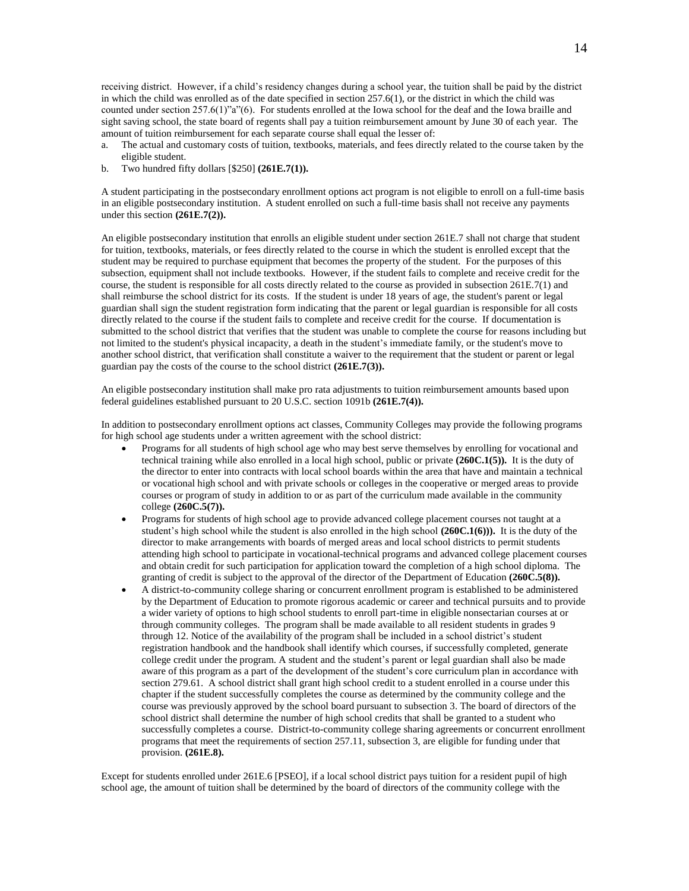receiving district. However, if a child's residency changes during a school year, the tuition shall be paid by the district in which the child was enrolled as of the date specified in section 257.6(1), or the district in which the child was counted under section 257.6(1)"a"(6). For students enrolled at the Iowa school for the deaf and the Iowa braille and sight saving school, the state board of regents shall pay a tuition reimbursement amount by June 30 of each year. The amount of tuition reimbursement for each separate course shall equal the lesser of:

a. The actual and customary costs of tuition, textbooks, materials, and fees directly related to the course taken by the eligible student.
b. Two hundred fifty dollars [$250] **(261E.7(1)).**

A student participating in the postsecondary enrollment options act program is not eligible to enroll on a full-time basis in an eligible postsecondary institution. A student enrolled on such a full-time basis shall not receive any payments under this section **(261E.7(2)).**

An eligible postsecondary institution that enrolls an eligible student under section 261E.7 shall not charge that student for tuition, textbooks, materials, or fees directly related to the course in which the student is enrolled except that the student may be required to purchase equipment that becomes the property of the student. For the purposes of this subsection, equipment shall not include textbooks. However, if the student fails to complete and receive credit for the course, the student is responsible for all costs directly related to the course as provided in subsection 261E.7(1) and shall reimburse the school district for its costs. If the student is under 18 years of age, the student's parent or legal guardian shall sign the student registration form indicating that the parent or legal guardian is responsible for all costs directly related to the course if the student fails to complete and receive credit for the course. If documentation is submitted to the school district that verifies that the student was unable to complete the course for reasons including but not limited to the student's physical incapacity, a death in the student's immediate family, or the student's move to another school district, that verification shall constitute a waiver to the requirement that the student or parent or legal guardian pay the costs of the course to the school district **(261E.7(3)).**

An eligible postsecondary institution shall make pro rata adjustments to tuition reimbursement amounts based upon federal guidelines established pursuant to 20 U.S.C. section 1091b **(261E.7(4)).**

In addition to postsecondary enrollment options act classes, Community Colleges may provide the following programs for high school age students under a written agreement with the school district:

- Programs for all students of high school age who may best serve themselves by enrolling for vocational and technical training while also enrolled in a local high school, public or private **(260C.1(5)).** It is the duty of the director to enter into contracts with local school boards within the area that have and maintain a technical or vocational high school and with private schools or colleges in the cooperative or merged areas to provide courses or program of study in addition to or as part of the curriculum made available in the community college **(260C.5(7)).**
- Programs for students of high school age to provide advanced college placement courses not taught at a student's high school while the student is also enrolled in the high school **(260C.1(6))).** It is the duty of the director to make arrangements with boards of merged areas and local school districts to permit students attending high school to participate in vocational-technical programs and advanced college placement courses and obtain credit for such participation for application toward the completion of a high school diploma. The granting of credit is subject to the approval of the director of the Department of Education **(260C.5(8)).**
- A district-to-community college sharing or concurrent enrollment program is established to be administered by the Department of Education to promote rigorous academic or career and technical pursuits and to provide a wider variety of options to high school students to enroll part-time in eligible nonsectarian courses at or through community colleges. The program shall be made available to all resident students in grades 9 through 12. Notice of the availability of the program shall be included in a school district's student registration handbook and the handbook shall identify which courses, if successfully completed, generate college credit under the program. A student and the student's parent or legal guardian shall also be made aware of this program as a part of the development of the student's core curriculum plan in accordance with section 279.61. A school district shall grant high school credit to a student enrolled in a course under this chapter if the student successfully completes the course as determined by the community college and the course was previously approved by the school board pursuant to subsection 3. The board of directors of the school district shall determine the number of high school credits that shall be granted to a student who successfully completes a course. District-to-community college sharing agreements or concurrent enrollment programs that meet the requirements of section 257.11, subsection 3, are eligible for funding under that provision. **(261E.8).**

Except for students enrolled under 261E.6 [PSEO], if a local school district pays tuition for a resident pupil of high school age, the amount of tuition shall be determined by the board of directors of the community college with the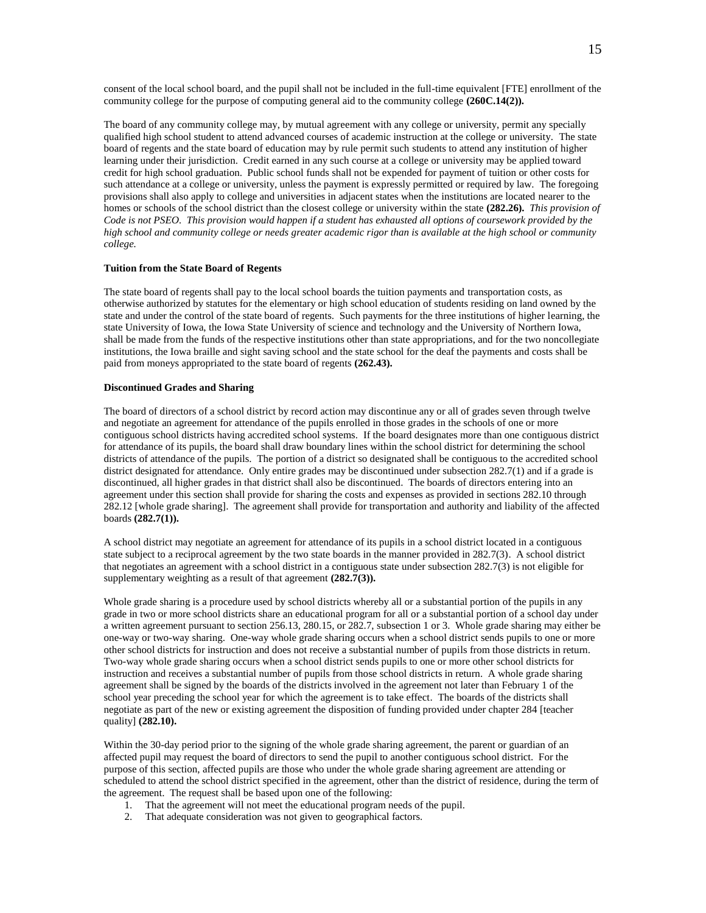consent of the local school board, and the pupil shall not be included in the full-time equivalent [FTE] enrollment of the community college for the purpose of computing general aid to the community college **(260C.14(2)).**

The board of any community college may, by mutual agreement with any college or university, permit any specially qualified high school student to attend advanced courses of academic instruction at the college or university. The state board of regents and the state board of education may by rule permit such students to attend any institution of higher learning under their jurisdiction. Credit earned in any such course at a college or university may be applied toward credit for high school graduation. Public school funds shall not be expended for payment of tuition or other costs for such attendance at a college or university, unless the payment is expressly permitted or required by law. The foregoing provisions shall also apply to college and universities in adjacent states when the institutions are located nearer to the homes or schools of the school district than the closest college or university within the state **(282.26).** *This provision of Code is not PSEO. This provision would happen if a student has exhausted all options of coursework provided by the high school and community college or needs greater academic rigor than is available at the high school or community college.*

**Tuition from the State Board of Regents**

The state board of regents shall pay to the local school boards the tuition payments and transportation costs, as otherwise authorized by statutes for the elementary or high school education of students residing on land owned by the state and under the control of the state board of regents. Such payments for the three institutions of higher learning, the state University of Iowa, the Iowa State University of science and technology and the University of Northern Iowa, shall be made from the funds of the respective institutions other than state appropriations, and for the two noncollegiate institutions, the Iowa braille and sight saving school and the state school for the deaf the payments and costs shall be paid from moneys appropriated to the state board of regents **(262.43).**

**Discontinued Grades and Sharing**

The board of directors of a school district by record action may discontinue any or all of grades seven through twelve and negotiate an agreement for attendance of the pupils enrolled in those grades in the schools of one or more contiguous school districts having accredited school systems. If the board designates more than one contiguous district for attendance of its pupils, the board shall draw boundary lines within the school district for determining the school districts of attendance of the pupils. The portion of a district so designated shall be contiguous to the accredited school district designated for attendance. Only entire grades may be discontinued under subsection 282.7(1) and if a grade is discontinued, all higher grades in that district shall also be discontinued. The boards of directors entering into an agreement under this section shall provide for sharing the costs and expenses as provided in sections 282.10 through 282.12 [whole grade sharing]. The agreement shall provide for transportation and authority and liability of the affected boards **(282.7(1)).**

A school district may negotiate an agreement for attendance of its pupils in a school district located in a contiguous state subject to a reciprocal agreement by the two state boards in the manner provided in 282.7(3). A school district that negotiates an agreement with a school district in a contiguous state under subsection 282.7(3) is not eligible for supplementary weighting as a result of that agreement **(282.7(3)).**

Whole grade sharing is a procedure used by school districts whereby all or a substantial portion of the pupils in any grade in two or more school districts share an educational program for all or a substantial portion of a school day under a written agreement pursuant to section 256.13, 280.15, or 282.7, subsection 1 or 3. Whole grade sharing may either be one-way or two-way sharing. One-way whole grade sharing occurs when a school district sends pupils to one or more other school districts for instruction and does not receive a substantial number of pupils from those districts in return. Two-way whole grade sharing occurs when a school district sends pupils to one or more other school districts for instruction and receives a substantial number of pupils from those school districts in return. A whole grade sharing agreement shall be signed by the boards of the districts involved in the agreement not later than February 1 of the school year preceding the school year for which the agreement is to take effect. The boards of the districts shall negotiate as part of the new or existing agreement the disposition of funding provided under chapter 284 [teacher quality] **(282.10).**

Within the 30-day period prior to the signing of the whole grade sharing agreement, the parent or guardian of an affected pupil may request the board of directors to send the pupil to another contiguous school district. For the purpose of this section, affected pupils are those who under the whole grade sharing agreement are attending or scheduled to attend the school district specified in the agreement, other than the district of residence, during the term of the agreement. The request shall be based upon one of the following:

1. That the agreement will not meet the educational program needs of the pupil.
2. That adequate consideration was not given to geographical factors.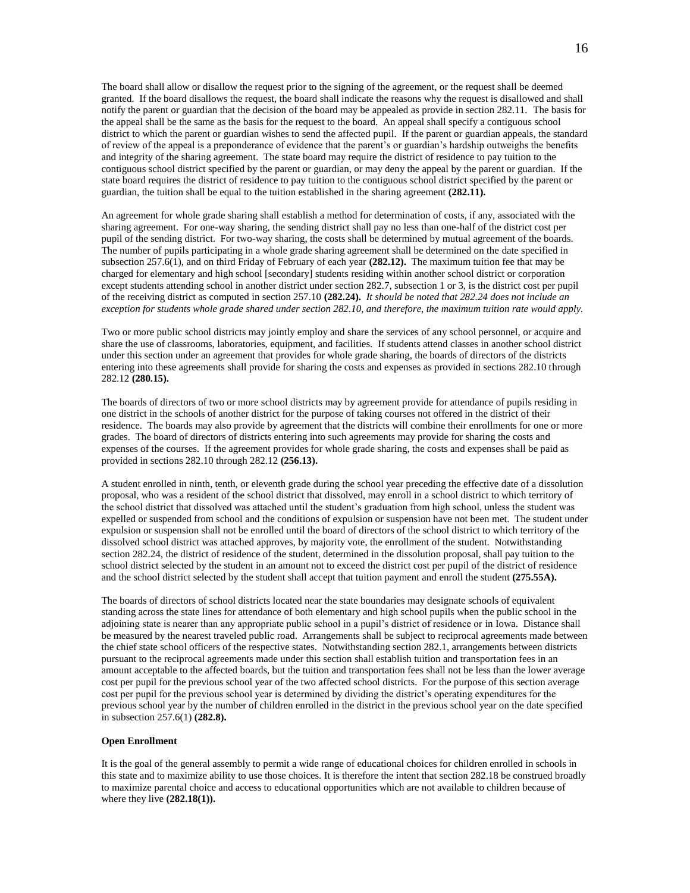The board shall allow or disallow the request prior to the signing of the agreement, or the request shall be deemed granted. If the board disallows the request, the board shall indicate the reasons why the request is disallowed and shall notify the parent or guardian that the decision of the board may be appealed as provide in section 282.11. The basis for the appeal shall be the same as the basis for the request to the board. An appeal shall specify a contiguous school district to which the parent or guardian wishes to send the affected pupil. If the parent or guardian appeals, the standard of review of the appeal is a preponderance of evidence that the parent's or guardian's hardship outweighs the benefits and integrity of the sharing agreement. The state board may require the district of residence to pay tuition to the contiguous school district specified by the parent or guardian, or may deny the appeal by the parent or guardian. If the state board requires the district of residence to pay tuition to the contiguous school district specified by the parent or guardian, the tuition shall be equal to the tuition established in the sharing agreement **(282.11).**

An agreement for whole grade sharing shall establish a method for determination of costs, if any, associated with the sharing agreement. For one-way sharing, the sending district shall pay no less than one-half of the district cost per pupil of the sending district. For two-way sharing, the costs shall be determined by mutual agreement of the boards. The number of pupils participating in a whole grade sharing agreement shall be determined on the date specified in subsection 257.6(1), and on third Friday of February of each year **(282.12).** The maximum tuition fee that may be charged for elementary and high school [secondary] students residing within another school district or corporation except students attending school in another district under section 282.7, subsection 1 or 3, is the district cost per pupil of the receiving district as computed in section 257.10 **(282.24).** *It should be noted that 282.24 does not include an exception for students whole grade shared under section 282.10, and therefore, the maximum tuition rate would apply.*

Two or more public school districts may jointly employ and share the services of any school personnel, or acquire and share the use of classrooms, laboratories, equipment, and facilities. If students attend classes in another school district under this section under an agreement that provides for whole grade sharing, the boards of directors of the districts entering into these agreements shall provide for sharing the costs and expenses as provided in sections 282.10 through 282.12 **(280.15).**

The boards of directors of two or more school districts may by agreement provide for attendance of pupils residing in one district in the schools of another district for the purpose of taking courses not offered in the district of their residence. The boards may also provide by agreement that the districts will combine their enrollments for one or more grades. The board of directors of districts entering into such agreements may provide for sharing the costs and expenses of the courses. If the agreement provides for whole grade sharing, the costs and expenses shall be paid as provided in sections 282.10 through 282.12 **(256.13).**

A student enrolled in ninth, tenth, or eleventh grade during the school year preceding the effective date of a dissolution proposal, who was a resident of the school district that dissolved, may enroll in a school district to which territory of the school district that dissolved was attached until the student's graduation from high school, unless the student was expelled or suspended from school and the conditions of expulsion or suspension have not been met. The student under expulsion or suspension shall not be enrolled until the board of directors of the school district to which territory of the dissolved school district was attached approves, by majority vote, the enrollment of the student. Notwithstanding section 282.24, the district of residence of the student, determined in the dissolution proposal, shall pay tuition to the school district selected by the student in an amount not to exceed the district cost per pupil of the district of residence and the school district selected by the student shall accept that tuition payment and enroll the student **(275.55A).**

The boards of directors of school districts located near the state boundaries may designate schools of equivalent standing across the state lines for attendance of both elementary and high school pupils when the public school in the adjoining state is nearer than any appropriate public school in a pupil's district of residence or in Iowa. Distance shall be measured by the nearest traveled public road. Arrangements shall be subject to reciprocal agreements made between the chief state school officers of the respective states. Notwithstanding section 282.1, arrangements between districts pursuant to the reciprocal agreements made under this section shall establish tuition and transportation fees in an amount acceptable to the affected boards, but the tuition and transportation fees shall not be less than the lower average cost per pupil for the previous school year of the two affected school districts. For the purpose of this section average cost per pupil for the previous school year is determined by dividing the district's operating expenditures for the previous school year by the number of children enrolled in the district in the previous school year on the date specified in subsection 257.6(1) **(282.8).**

**Open Enrollment**

It is the goal of the general assembly to permit a wide range of educational choices for children enrolled in schools in this state and to maximize ability to use those choices. It is therefore the intent that section 282.18 be construed broadly to maximize parental choice and access to educational opportunities which are not available to children because of where they live **(282.18(1)).**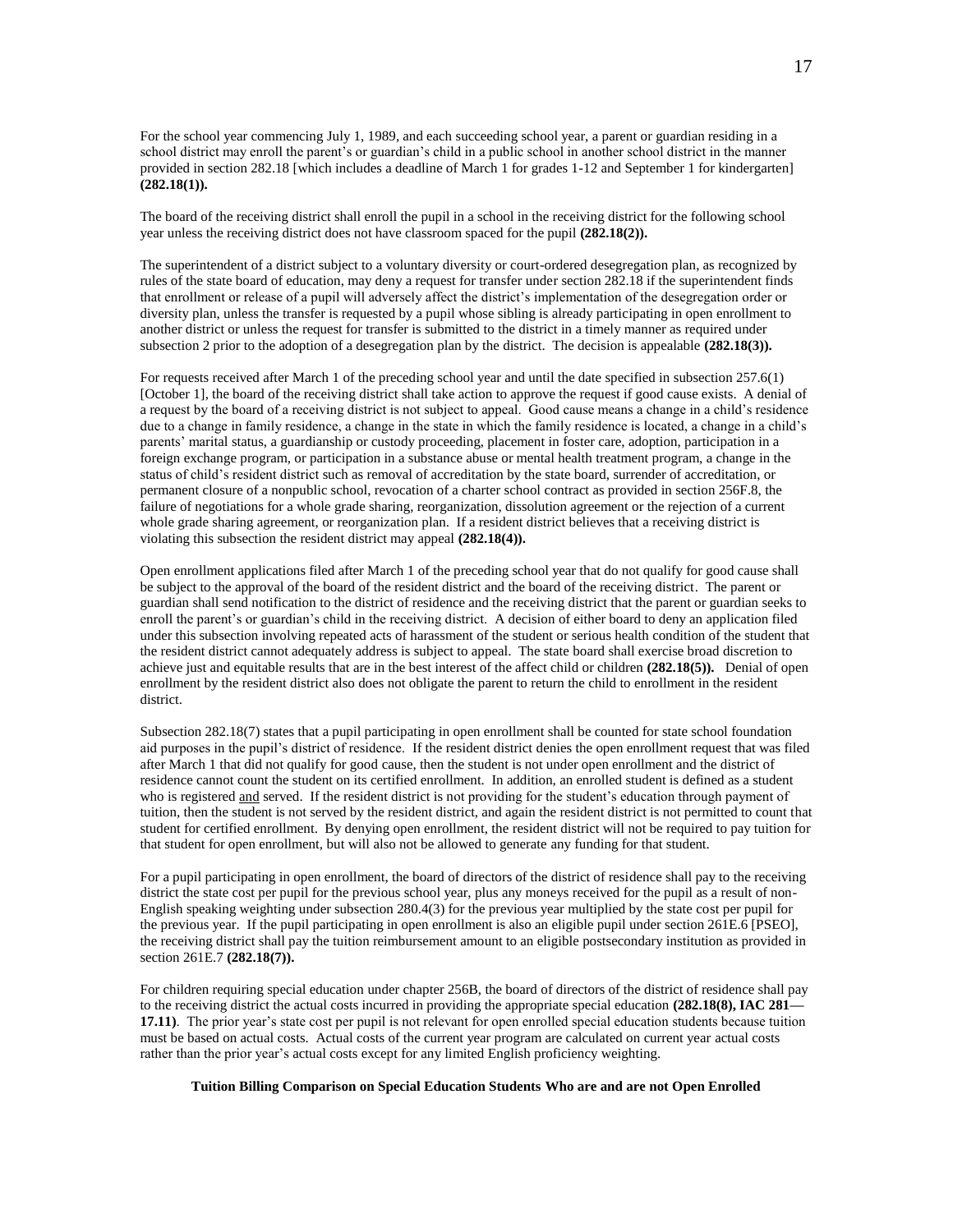For the school year commencing July 1, 1989, and each succeeding school year, a parent or guardian residing in a school district may enroll the parent's or guardian's child in a public school in another school district in the manner provided in section 282.18 [which includes a deadline of March 1 for grades 1-12 and September 1 for kindergarten] **(282.18(1)).**

The board of the receiving district shall enroll the pupil in a school in the receiving district for the following school year unless the receiving district does not have classroom spaced for the pupil **(282.18(2)).**

The superintendent of a district subject to a voluntary diversity or court-ordered desegregation plan, as recognized by rules of the state board of education, may deny a request for transfer under section 282.18 if the superintendent finds that enrollment or release of a pupil will adversely affect the district's implementation of the desegregation order or diversity plan, unless the transfer is requested by a pupil whose sibling is already participating in open enrollment to another district or unless the request for transfer is submitted to the district in a timely manner as required under subsection 2 prior to the adoption of a desegregation plan by the district. The decision is appealable **(282.18(3)).**

For requests received after March 1 of the preceding school year and until the date specified in subsection 257.6(1) [October 1], the board of the receiving district shall take action to approve the request if good cause exists. A denial of a request by the board of a receiving district is not subject to appeal. Good cause means a change in a child's residence due to a change in family residence, a change in the state in which the family residence is located, a change in a child's parents' marital status, a guardianship or custody proceeding, placement in foster care, adoption, participation in a foreign exchange program, or participation in a substance abuse or mental health treatment program, a change in the status of child's resident district such as removal of accreditation by the state board, surrender of accreditation, or permanent closure of a nonpublic school, revocation of a charter school contract as provided in section 256F.8, the failure of negotiations for a whole grade sharing, reorganization, dissolution agreement or the rejection of a current whole grade sharing agreement, or reorganization plan. If a resident district believes that a receiving district is violating this subsection the resident district may appeal **(282.18(4)).**

Open enrollment applications filed after March 1 of the preceding school year that do not qualify for good cause shall be subject to the approval of the board of the resident district and the board of the receiving district. The parent or guardian shall send notification to the district of residence and the receiving district that the parent or guardian seeks to enroll the parent's or guardian's child in the receiving district. A decision of either board to deny an application filed under this subsection involving repeated acts of harassment of the student or serious health condition of the student that the resident district cannot adequately address is subject to appeal. The state board shall exercise broad discretion to achieve just and equitable results that are in the best interest of the affect child or children **(282.18(5)).** Denial of open enrollment by the resident district also does not obligate the parent to return the child to enrollment in the resident district.

Subsection 282.18(7) states that a pupil participating in open enrollment shall be counted for state school foundation aid purposes in the pupil's district of residence. If the resident district denies the open enrollment request that was filed after March 1 that did not qualify for good cause, then the student is not under open enrollment and the district of residence cannot count the student on its certified enrollment. In addition, an enrolled student is defined as a student who is registered <u>and</u> served. If the resident district is not providing for the student's education through payment of tuition, then the student is not served by the resident district, and again the resident district is not permitted to count that student for certified enrollment. By denying open enrollment, the resident district will not be required to pay tuition for that student for open enrollment, but will also not be allowed to generate any funding for that student.

For a pupil participating in open enrollment, the board of directors of the district of residence shall pay to the receiving district the state cost per pupil for the previous school year, plus any moneys received for the pupil as a result of non-English speaking weighting under subsection 280.4(3) for the previous year multiplied by the state cost per pupil for the previous year. If the pupil participating in open enrollment is also an eligible pupil under section 261E.6 [PSEO], the receiving district shall pay the tuition reimbursement amount to an eligible postsecondary institution as provided in section 261E.7 **(282.18(7)).**

For children requiring special education under chapter 256B, the board of directors of the district of residence shall pay to the receiving district the actual costs incurred in providing the appropriate special education **(282.18(8), IAC 281—17.11)**. The prior year's state cost per pupil is not relevant for open enrolled special education students because tuition must be based on actual costs. Actual costs of the current year program are calculated on current year actual costs rather than the prior year's actual costs except for any limited English proficiency weighting.

**Tuition Billing Comparison on Special Education Students Who are and are not Open Enrolled**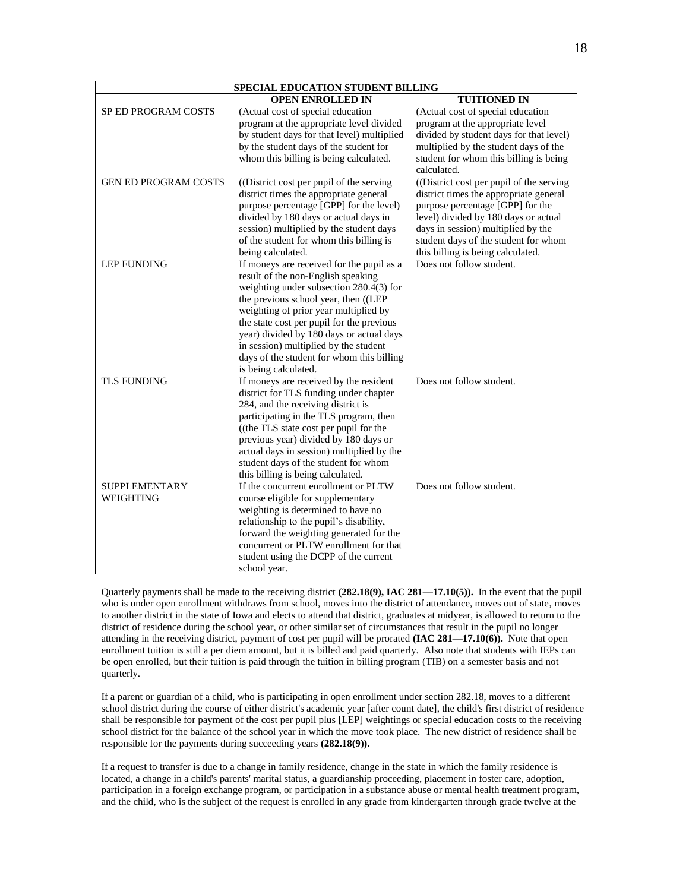| SPECIAL EDUCATION STUDENT BILLING | | |
|---|---|---|
| | **OPEN ENROLLED IN** | **TUITIONED IN** |
| SP ED PROGRAM COSTS | (Actual cost of special education program at the appropriate level divided by student days for that level) multiplied by the student days of the student for whom this billing is being calculated. | (Actual cost of special education program at the appropriate level divided by student days for that level) multiplied by the student days of the student for whom this billing is being calculated. |
| GEN ED PROGRAM COSTS | ((District cost per pupil of the serving district times the appropriate general purpose percentage [GPP] for the level) divided by 180 days or actual days in session) multiplied by the student days of the student for whom this billing is being calculated. | ((District cost per pupil of the serving district times the appropriate general purpose percentage [GPP] for the level) divided by 180 days or actual days in session) multiplied by the student days of the student for whom this billing is being calculated. |
| LEP FUNDING | If moneys are received for the pupil as a result of the non-English speaking weighting under subsection 280.4(3) for the previous school year, then ((LEP weighting of prior year multiplied by the state cost per pupil for the previous year) divided by 180 days or actual days in session) multiplied by the student days of the student for whom this billing is being calculated. | Does not follow student. |
| TLS FUNDING | If moneys are received by the resident district for TLS funding under chapter 284, and the receiving district is participating in the TLS program, then ((the TLS state cost per pupil for the previous year) divided by 180 days or actual days in session) multiplied by the student days of the student for whom this billing is being calculated. | Does not follow student. |
| SUPPLEMENTARY WEIGHTING | If the concurrent enrollment or PLTW course eligible for supplementary weighting is determined to have no relationship to the pupil's disability, forward the weighting generated for the concurrent or PLTW enrollment for that student using the DCPP of the current school year. | Does not follow student. |

Quarterly payments shall be made to the receiving district **(282.18(9), IAC 281—17.10(5)).** In the event that the pupil who is under open enrollment withdraws from school, moves into the district of attendance, moves out of state, moves to another district in the state of Iowa and elects to attend that district, graduates at midyear, is allowed to return to the district of residence during the school year, or other similar set of circumstances that result in the pupil no longer attending in the receiving district, payment of cost per pupil will be prorated **(IAC 281—17.10(6)).** Note that open enrollment tuition is still a per diem amount, but it is billed and paid quarterly. Also note that students with IEPs can be open enrolled, but their tuition is paid through the tuition in billing program (TIB) on a semester basis and not quarterly.

If a parent or guardian of a child, who is participating in open enrollment under section 282.18, moves to a different school district during the course of either district's academic year [after count date], the child's first district of residence shall be responsible for payment of the cost per pupil plus [LEP] weightings or special education costs to the receiving school district for the balance of the school year in which the move took place. The new district of residence shall be responsible for the payments during succeeding years **(282.18(9)).**

If a request to transfer is due to a change in family residence, change in the state in which the family residence is located, a change in a child's parents' marital status, a guardianship proceeding, placement in foster care, adoption, participation in a foreign exchange program, or participation in a substance abuse or mental health treatment program, and the child, who is the subject of the request is enrolled in any grade from kindergarten through grade twelve at the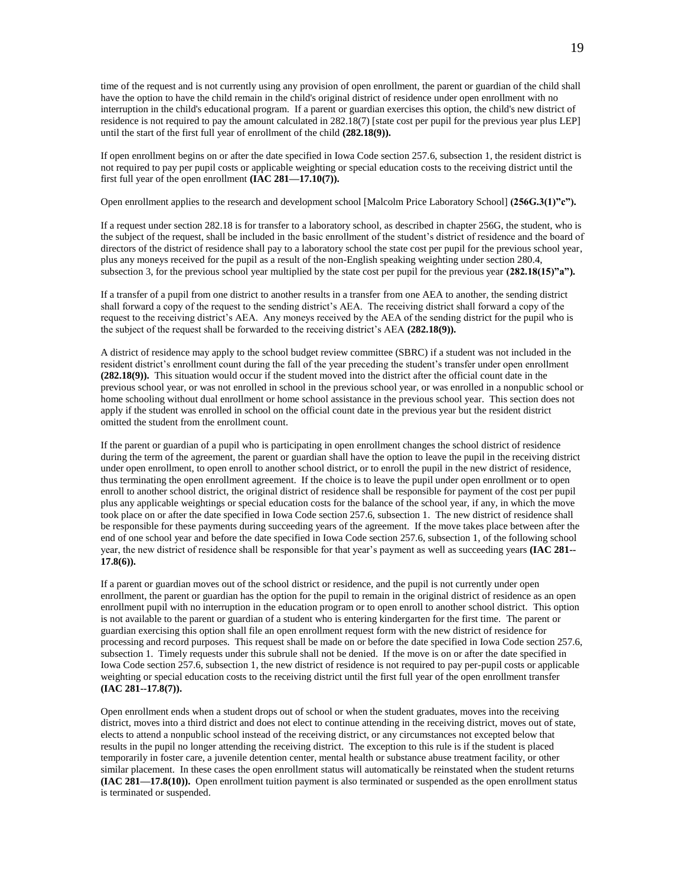time of the request and is not currently using any provision of open enrollment, the parent or guardian of the child shall have the option to have the child remain in the child's original district of residence under open enrollment with no interruption in the child's educational program. If a parent or guardian exercises this option, the child's new district of residence is not required to pay the amount calculated in 282.18(7) [state cost per pupil for the previous year plus LEP] until the start of the first full year of enrollment of the child **(282.18(9)).**

If open enrollment begins on or after the date specified in Iowa Code section 257.6, subsection 1, the resident district is not required to pay per pupil costs or applicable weighting or special education costs to the receiving district until the first full year of the open enrollment **(IAC 281—17.10(7)).**

Open enrollment applies to the research and development school [Malcolm Price Laboratory School] **(256G.3(1)"c").**

If a request under section 282.18 is for transfer to a laboratory school, as described in chapter 256G, the student, who is the subject of the request, shall be included in the basic enrollment of the student's district of residence and the board of directors of the district of residence shall pay to a laboratory school the state cost per pupil for the previous school year, plus any moneys received for the pupil as a result of the non-English speaking weighting under section 280.4, subsection 3, for the previous school year multiplied by the state cost per pupil for the previous year **(282.18(15)"a").**

If a transfer of a pupil from one district to another results in a transfer from one AEA to another, the sending district shall forward a copy of the request to the sending district's AEA. The receiving district shall forward a copy of the request to the receiving district's AEA. Any moneys received by the AEA of the sending district for the pupil who is the subject of the request shall be forwarded to the receiving district's AEA **(282.18(9)).**

A district of residence may apply to the school budget review committee (SBRC) if a student was not included in the resident district's enrollment count during the fall of the year preceding the student's transfer under open enrollment **(282.18(9)).** This situation would occur if the student moved into the district after the official count date in the previous school year, or was not enrolled in school in the previous school year, or was enrolled in a nonpublic school or home schooling without dual enrollment or home school assistance in the previous school year. This section does not apply if the student was enrolled in school on the official count date in the previous year but the resident district omitted the student from the enrollment count.

If the parent or guardian of a pupil who is participating in open enrollment changes the school district of residence during the term of the agreement, the parent or guardian shall have the option to leave the pupil in the receiving district under open enrollment, to open enroll to another school district, or to enroll the pupil in the new district of residence, thus terminating the open enrollment agreement. If the choice is to leave the pupil under open enrollment or to open enroll to another school district, the original district of residence shall be responsible for payment of the cost per pupil plus any applicable weightings or special education costs for the balance of the school year, if any, in which the move took place on or after the date specified in Iowa Code section 257.6, subsection 1. The new district of residence shall be responsible for these payments during succeeding years of the agreement. If the move takes place between after the end of one school year and before the date specified in Iowa Code section 257.6, subsection 1, of the following school year, the new district of residence shall be responsible for that year's payment as well as succeeding years **(IAC 281--17.8(6)).**

If a parent or guardian moves out of the school district or residence, and the pupil is not currently under open enrollment, the parent or guardian has the option for the pupil to remain in the original district of residence as an open enrollment pupil with no interruption in the education program or to open enroll to another school district. This option is not available to the parent or guardian of a student who is entering kindergarten for the first time. The parent or guardian exercising this option shall file an open enrollment request form with the new district of residence for processing and record purposes. This request shall be made on or before the date specified in Iowa Code section 257.6, subsection 1. Timely requests under this subrule shall not be denied. If the move is on or after the date specified in Iowa Code section 257.6, subsection 1, the new district of residence is not required to pay per-pupil costs or applicable weighting or special education costs to the receiving district until the first full year of the open enrollment transfer **(IAC 281--17.8(7)).**

Open enrollment ends when a student drops out of school or when the student graduates, moves into the receiving district, moves into a third district and does not elect to continue attending in the receiving district, moves out of state, elects to attend a nonpublic school instead of the receiving district, or any circumstances not excepted below that results in the pupil no longer attending the receiving district. The exception to this rule is if the student is placed temporarily in foster care, a juvenile detention center, mental health or substance abuse treatment facility, or other similar placement. In these cases the open enrollment status will automatically be reinstated when the student returns **(IAC 281—17.8(10)).** Open enrollment tuition payment is also terminated or suspended as the open enrollment status is terminated or suspended.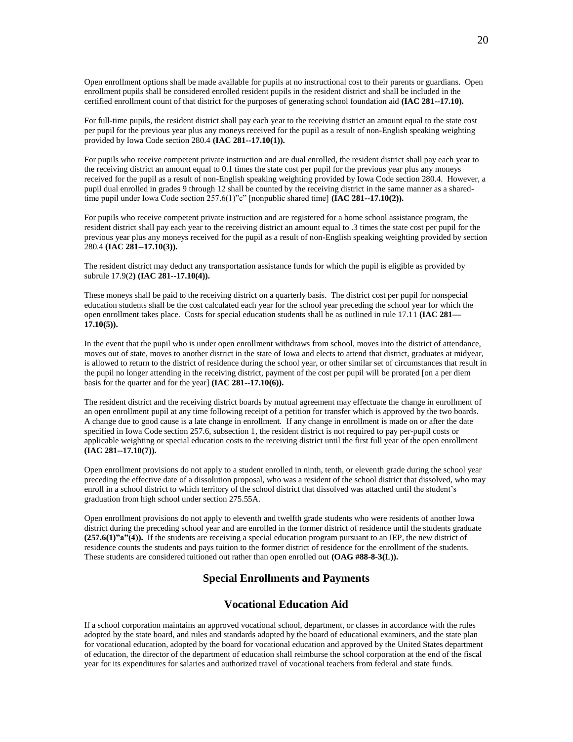Open enrollment options shall be made available for pupils at no instructional cost to their parents or guardians. Open enrollment pupils shall be considered enrolled resident pupils in the resident district and shall be included in the certified enrollment count of that district for the purposes of generating school foundation aid **(IAC 281--17.10).**

For full-time pupils, the resident district shall pay each year to the receiving district an amount equal to the state cost per pupil for the previous year plus any moneys received for the pupil as a result of non-English speaking weighting provided by Iowa Code section 280.4 **(IAC 281--17.10(1)).**

For pupils who receive competent private instruction and are dual enrolled, the resident district shall pay each year to the receiving district an amount equal to 0.1 times the state cost per pupil for the previous year plus any moneys received for the pupil as a result of non-English speaking weighting provided by Iowa Code section 280.4. However, a pupil dual enrolled in grades 9 through 12 shall be counted by the receiving district in the same manner as a shared-time pupil under Iowa Code section 257.6(1)"c" [nonpublic shared time] **(IAC 281--17.10(2)).**

For pupils who receive competent private instruction and are registered for a home school assistance program, the resident district shall pay each year to the receiving district an amount equal to .3 times the state cost per pupil for the previous year plus any moneys received for the pupil as a result of non-English speaking weighting provided by section 280.4 **(IAC 281--17.10(3)).**

The resident district may deduct any transportation assistance funds for which the pupil is eligible as provided by subrule 17.9(2**) (IAC 281--17.10(4)).**

These moneys shall be paid to the receiving district on a quarterly basis. The district cost per pupil for nonspecial education students shall be the cost calculated each year for the school year preceding the school year for which the open enrollment takes place. Costs for special education students shall be as outlined in rule 17.11 **(IAC 281—17.10(5)).**

In the event that the pupil who is under open enrollment withdraws from school, moves into the district of attendance, moves out of state, moves to another district in the state of Iowa and elects to attend that district, graduates at midyear, is allowed to return to the district of residence during the school year, or other similar set of circumstances that result in the pupil no longer attending in the receiving district, payment of the cost per pupil will be prorated [on a per diem basis for the quarter and for the year] **(IAC 281--17.10(6)).**

The resident district and the receiving district boards by mutual agreement may effectuate the change in enrollment of an open enrollment pupil at any time following receipt of a petition for transfer which is approved by the two boards. A change due to good cause is a late change in enrollment. If any change in enrollment is made on or after the date specified in Iowa Code section 257.6, subsection 1, the resident district is not required to pay per-pupil costs or applicable weighting or special education costs to the receiving district until the first full year of the open enrollment **(IAC 281--17.10(7)).**

Open enrollment provisions do not apply to a student enrolled in ninth, tenth, or eleventh grade during the school year preceding the effective date of a dissolution proposal, who was a resident of the school district that dissolved, who may enroll in a school district to which territory of the school district that dissolved was attached until the student's graduation from high school under section 275.55A.

Open enrollment provisions do not apply to eleventh and twelfth grade students who were residents of another Iowa district during the preceding school year and are enrolled in the former district of residence until the students graduate **(257.6(1)"a"(4)).** If the students are receiving a special education program pursuant to an IEP, the new district of residence counts the students and pays tuition to the former district of residence for the enrollment of the students. These students are considered tuitioned out rather than open enrolled out **(OAG #88-8-3(L)).**

## Special Enrollments and Payments

## Vocational Education Aid

If a school corporation maintains an approved vocational school, department, or classes in accordance with the rules adopted by the state board, and rules and standards adopted by the board of educational examiners, and the state plan for vocational education, adopted by the board for vocational education and approved by the United States department of education, the director of the department of education shall reimburse the school corporation at the end of the fiscal year for its expenditures for salaries and authorized travel of vocational teachers from federal and state funds.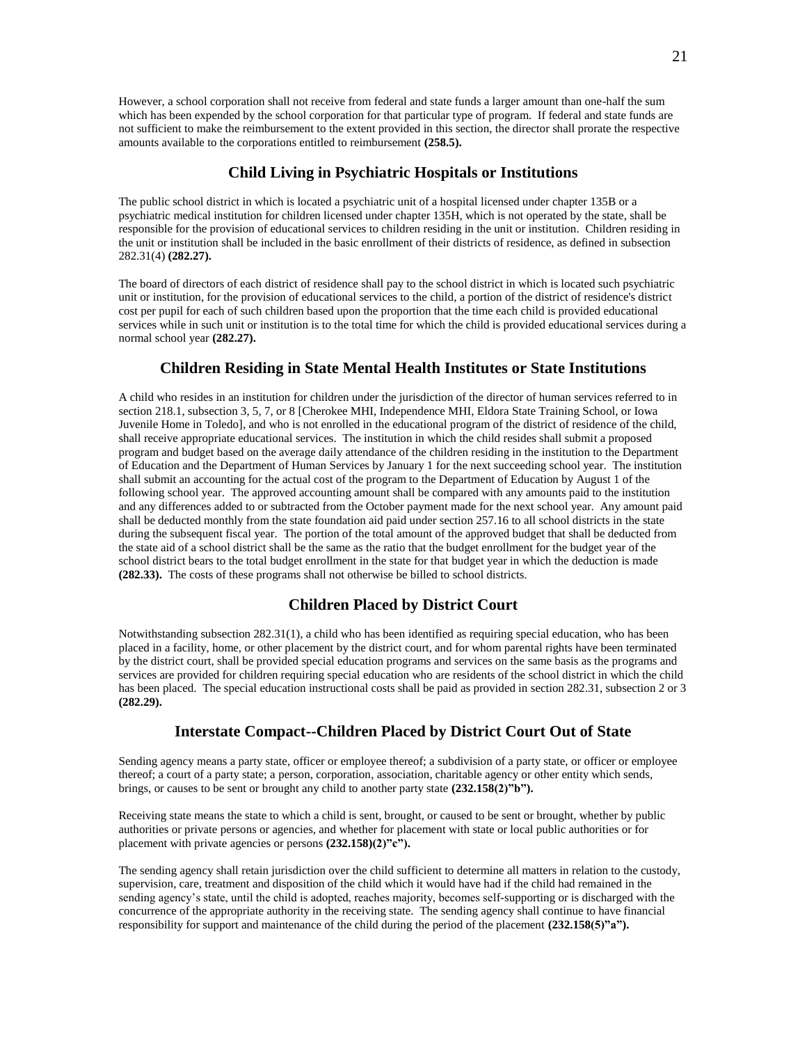However, a school corporation shall not receive from federal and state funds a larger amount than one-half the sum which has been expended by the school corporation for that particular type of program. If federal and state funds are not sufficient to make the reimbursement to the extent provided in this section, the director shall prorate the respective amounts available to the corporations entitled to reimbursement **(258.5).**

## Child Living in Psychiatric Hospitals or Institutions

The public school district in which is located a psychiatric unit of a hospital licensed under chapter 135B or a psychiatric medical institution for children licensed under chapter 135H, which is not operated by the state, shall be responsible for the provision of educational services to children residing in the unit or institution. Children residing in the unit or institution shall be included in the basic enrollment of their districts of residence, as defined in subsection 282.31(4) **(282.27).**

The board of directors of each district of residence shall pay to the school district in which is located such psychiatric unit or institution, for the provision of educational services to the child, a portion of the district of residence's district cost per pupil for each of such children based upon the proportion that the time each child is provided educational services while in such unit or institution is to the total time for which the child is provided educational services during a normal school year **(282.27).**

## Children Residing in State Mental Health Institutes or State Institutions

A child who resides in an institution for children under the jurisdiction of the director of human services referred to in section 218.1, subsection 3, 5, 7, or 8 [Cherokee MHI, Independence MHI, Eldora State Training School, or Iowa Juvenile Home in Toledo], and who is not enrolled in the educational program of the district of residence of the child, shall receive appropriate educational services. The institution in which the child resides shall submit a proposed program and budget based on the average daily attendance of the children residing in the institution to the Department of Education and the Department of Human Services by January 1 for the next succeeding school year. The institution shall submit an accounting for the actual cost of the program to the Department of Education by August 1 of the following school year. The approved accounting amount shall be compared with any amounts paid to the institution and any differences added to or subtracted from the October payment made for the next school year. Any amount paid shall be deducted monthly from the state foundation aid paid under section 257.16 to all school districts in the state during the subsequent fiscal year. The portion of the total amount of the approved budget that shall be deducted from the state aid of a school district shall be the same as the ratio that the budget enrollment for the budget year of the school district bears to the total budget enrollment in the state for that budget year in which the deduction is made **(282.33).** The costs of these programs shall not otherwise be billed to school districts.

## Children Placed by District Court

Notwithstanding subsection 282.31(1), a child who has been identified as requiring special education, who has been placed in a facility, home, or other placement by the district court, and for whom parental rights have been terminated by the district court, shall be provided special education programs and services on the same basis as the programs and services are provided for children requiring special education who are residents of the school district in which the child has been placed. The special education instructional costs shall be paid as provided in section 282.31, subsection 2 or 3 **(282.29).**

## Interstate Compact--Children Placed by District Court Out of State

Sending agency means a party state, officer or employee thereof; a subdivision of a party state, or officer or employee thereof; a court of a party state; a person, corporation, association, charitable agency or other entity which sends, brings, or causes to be sent or brought any child to another party state **(232.158(2)"b").**

Receiving state means the state to which a child is sent, brought, or caused to be sent or brought, whether by public authorities or private persons or agencies, and whether for placement with state or local public authorities or for placement with private agencies or persons **(232.158)(2)"c").**

The sending agency shall retain jurisdiction over the child sufficient to determine all matters in relation to the custody, supervision, care, treatment and disposition of the child which it would have had if the child had remained in the sending agency's state, until the child is adopted, reaches majority, becomes self-supporting or is discharged with the concurrence of the appropriate authority in the receiving state. The sending agency shall continue to have financial responsibility for support and maintenance of the child during the period of the placement **(232.158(5)"a").**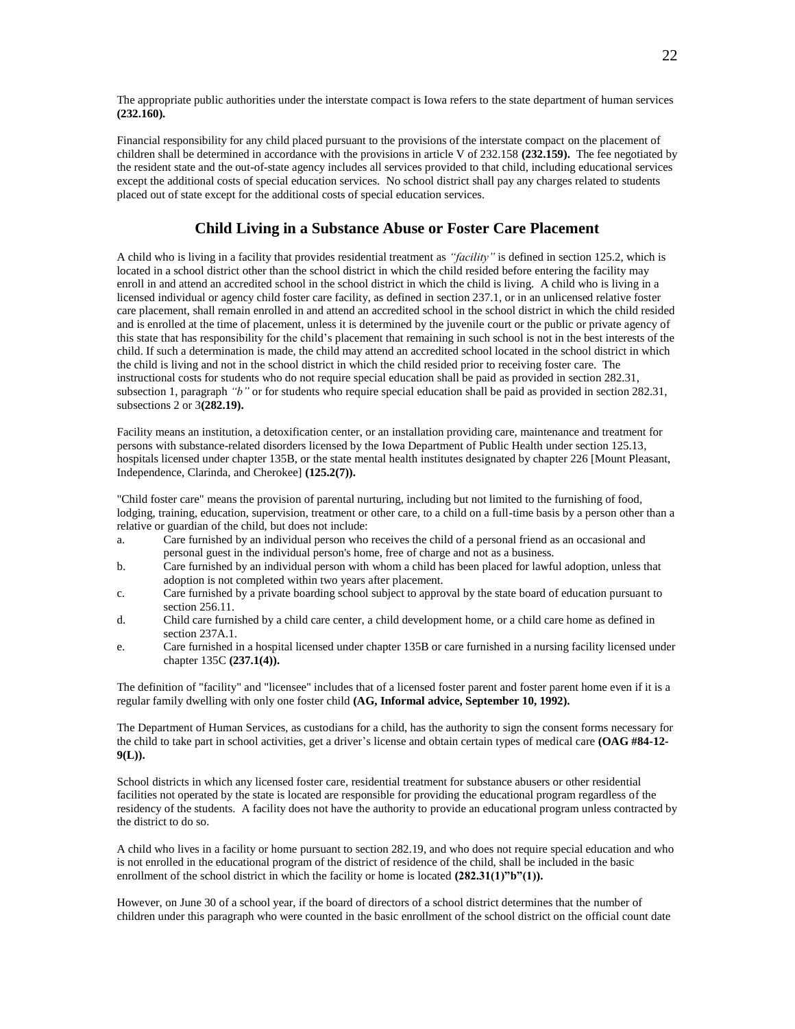The appropriate public authorities under the interstate compact is Iowa refers to the state department of human services **(232.160).**

Financial responsibility for any child placed pursuant to the provisions of the interstate compact on the placement of children shall be determined in accordance with the provisions in article V of 232.158 **(232.159).** The fee negotiated by the resident state and the out-of-state agency includes all services provided to that child, including educational services except the additional costs of special education services. No school district shall pay any charges related to students placed out of state except for the additional costs of special education services.

## Child Living in a Substance Abuse or Foster Care Placement

A child who is living in a facility that provides residential treatment as *"facility"* is defined in section 125.2, which is located in a school district other than the school district in which the child resided before entering the facility may enroll in and attend an accredited school in the school district in which the child is living. A child who is living in a licensed individual or agency child foster care facility, as defined in section 237.1, or in an unlicensed relative foster care placement, shall remain enrolled in and attend an accredited school in the school district in which the child resided and is enrolled at the time of placement, unless it is determined by the juvenile court or the public or private agency of this state that has responsibility for the child's placement that remaining in such school is not in the best interests of the child. If such a determination is made, the child may attend an accredited school located in the school district in which the child is living and not in the school district in which the child resided prior to receiving foster care. The instructional costs for students who do not require special education shall be paid as provided in section 282.31, subsection 1, paragraph *"b"* or for students who require special education shall be paid as provided in section 282.31, subsections 2 or 3**(282.19).**

Facility means an institution, a detoxification center, or an installation providing care, maintenance and treatment for persons with substance-related disorders licensed by the Iowa Department of Public Health under section 125.13, hospitals licensed under chapter 135B, or the state mental health institutes designated by chapter 226 [Mount Pleasant, Independence, Clarinda, and Cherokee] **(125.2(7)).**

"Child foster care" means the provision of parental nurturing, including but not limited to the furnishing of food, lodging, training, education, supervision, treatment or other care, to a child on a full-time basis by a person other than a relative or guardian of the child, but does not include:

a. Care furnished by an individual person who receives the child of a personal friend as an occasional and personal guest in the individual person's home, free of charge and not as a business.
b. Care furnished by an individual person with whom a child has been placed for lawful adoption, unless that adoption is not completed within two years after placement.
c. Care furnished by a private boarding school subject to approval by the state board of education pursuant to section 256.11.
d. Child care furnished by a child care center, a child development home, or a child care home as defined in section 237A.1.
e. Care furnished in a hospital licensed under chapter 135B or care furnished in a nursing facility licensed under chapter 135C **(237.1(4)).**

The definition of "facility" and "licensee" includes that of a licensed foster parent and foster parent home even if it is a regular family dwelling with only one foster child **(AG, Informal advice, September 10, 1992).**

The Department of Human Services, as custodians for a child, has the authority to sign the consent forms necessary for the child to take part in school activities, get a driver's license and obtain certain types of medical care **(OAG #84-12-9(L)).**

School districts in which any licensed foster care, residential treatment for substance abusers or other residential facilities not operated by the state is located are responsible for providing the educational program regardless of the residency of the students. A facility does not have the authority to provide an educational program unless contracted by the district to do so.

A child who lives in a facility or home pursuant to section 282.19, and who does not require special education and who is not enrolled in the educational program of the district of residence of the child, shall be included in the basic enrollment of the school district in which the facility or home is located **(282.31(1)"b"(1)).**

However, on June 30 of a school year, if the board of directors of a school district determines that the number of children under this paragraph who were counted in the basic enrollment of the school district on the official count date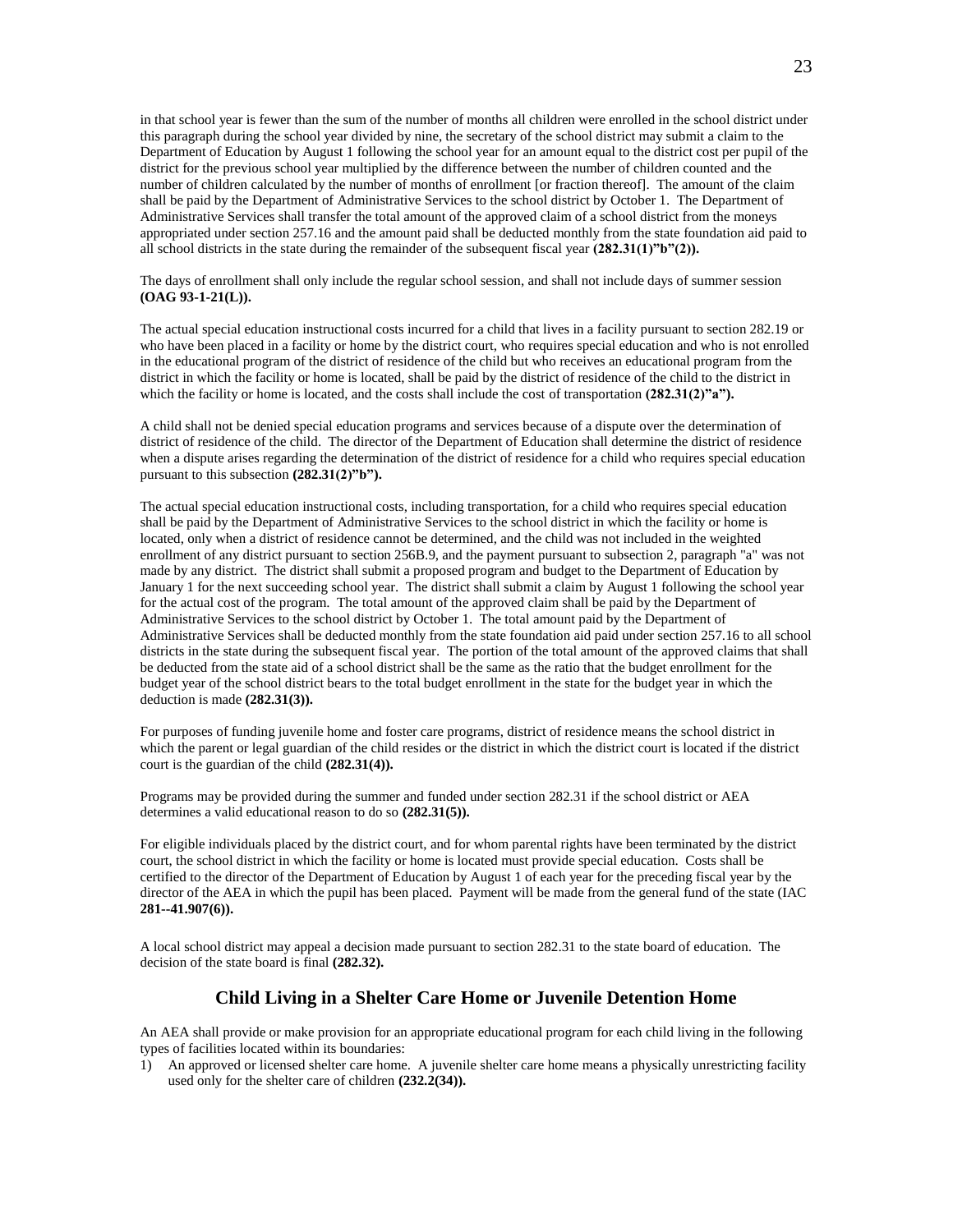in that school year is fewer than the sum of the number of months all children were enrolled in the school district under this paragraph during the school year divided by nine, the secretary of the school district may submit a claim to the Department of Education by August 1 following the school year for an amount equal to the district cost per pupil of the district for the previous school year multiplied by the difference between the number of children counted and the number of children calculated by the number of months of enrollment [or fraction thereof]. The amount of the claim shall be paid by the Department of Administrative Services to the school district by October 1. The Department of Administrative Services shall transfer the total amount of the approved claim of a school district from the moneys appropriated under section 257.16 and the amount paid shall be deducted monthly from the state foundation aid paid to all school districts in the state during the remainder of the subsequent fiscal year **(282.31(1)"b"(2)).**

The days of enrollment shall only include the regular school session, and shall not include days of summer session **(OAG 93-1-21(L)).**

The actual special education instructional costs incurred for a child that lives in a facility pursuant to section 282.19 or who have been placed in a facility or home by the district court, who requires special education and who is not enrolled in the educational program of the district of residence of the child but who receives an educational program from the district in which the facility or home is located, shall be paid by the district of residence of the child to the district in which the facility or home is located, and the costs shall include the cost of transportation **(282.31(2)"a").**

A child shall not be denied special education programs and services because of a dispute over the determination of district of residence of the child. The director of the Department of Education shall determine the district of residence when a dispute arises regarding the determination of the district of residence for a child who requires special education pursuant to this subsection **(282.31(2)"b").**

The actual special education instructional costs, including transportation, for a child who requires special education shall be paid by the Department of Administrative Services to the school district in which the facility or home is located, only when a district of residence cannot be determined, and the child was not included in the weighted enrollment of any district pursuant to section 256B.9, and the payment pursuant to subsection 2, paragraph "a" was not made by any district. The district shall submit a proposed program and budget to the Department of Education by January 1 for the next succeeding school year. The district shall submit a claim by August 1 following the school year for the actual cost of the program. The total amount of the approved claim shall be paid by the Department of Administrative Services to the school district by October 1. The total amount paid by the Department of Administrative Services shall be deducted monthly from the state foundation aid paid under section 257.16 to all school districts in the state during the subsequent fiscal year. The portion of the total amount of the approved claims that shall be deducted from the state aid of a school district shall be the same as the ratio that the budget enrollment for the budget year of the school district bears to the total budget enrollment in the state for the budget year in which the deduction is made **(282.31(3)).**

For purposes of funding juvenile home and foster care programs, district of residence means the school district in which the parent or legal guardian of the child resides or the district in which the district court is located if the district court is the guardian of the child **(282.31(4)).**

Programs may be provided during the summer and funded under section 282.31 if the school district or AEA determines a valid educational reason to do so **(282.31(5)).**

For eligible individuals placed by the district court, and for whom parental rights have been terminated by the district court, the school district in which the facility or home is located must provide special education. Costs shall be certified to the director of the Department of Education by August 1 of each year for the preceding fiscal year by the director of the AEA in which the pupil has been placed. Payment will be made from the general fund of the state (IAC **281--41.907(6)).**

A local school district may appeal a decision made pursuant to section 282.31 to the state board of education. The decision of the state board is final **(282.32).**

## Child Living in a Shelter Care Home or Juvenile Detention Home

An AEA shall provide or make provision for an appropriate educational program for each child living in the following types of facilities located within its boundaries:

1) An approved or licensed shelter care home. A juvenile shelter care home means a physically unrestricting facility used only for the shelter care of children **(232.2(34)).**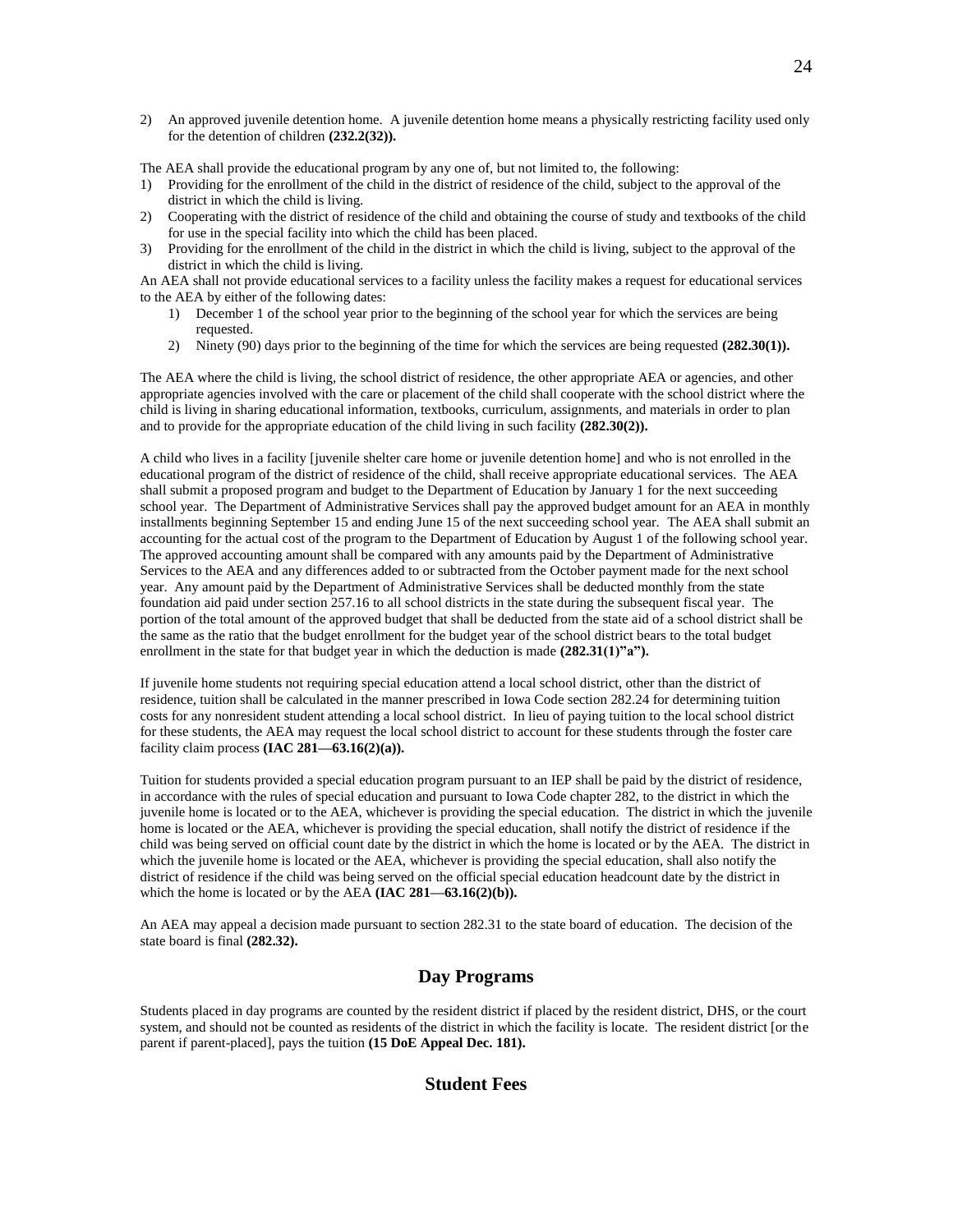2) An approved juvenile detention home. A juvenile detention home means a physically restricting facility used only for the detention of children **(232.2(32)).**

The AEA shall provide the educational program by any one of, but not limited to, the following:

1) Providing for the enrollment of the child in the district of residence of the child, subject to the approval of the district in which the child is living.
2) Cooperating with the district of residence of the child and obtaining the course of study and textbooks of the child for use in the special facility into which the child has been placed.
3) Providing for the enrollment of the child in the district in which the child is living, subject to the approval of the district in which the child is living.

An AEA shall not provide educational services to a facility unless the facility makes a request for educational services to the AEA by either of the following dates:

1) December 1 of the school year prior to the beginning of the school year for which the services are being requested.
2) Ninety (90) days prior to the beginning of the time for which the services are being requested **(282.30(1)).**

The AEA where the child is living, the school district of residence, the other appropriate AEA or agencies, and other appropriate agencies involved with the care or placement of the child shall cooperate with the school district where the child is living in sharing educational information, textbooks, curriculum, assignments, and materials in order to plan and to provide for the appropriate education of the child living in such facility **(282.30(2)).**

A child who lives in a facility [juvenile shelter care home or juvenile detention home] and who is not enrolled in the educational program of the district of residence of the child, shall receive appropriate educational services. The AEA shall submit a proposed program and budget to the Department of Education by January 1 for the next succeeding school year. The Department of Administrative Services shall pay the approved budget amount for an AEA in monthly installments beginning September 15 and ending June 15 of the next succeeding school year. The AEA shall submit an accounting for the actual cost of the program to the Department of Education by August 1 of the following school year. The approved accounting amount shall be compared with any amounts paid by the Department of Administrative Services to the AEA and any differences added to or subtracted from the October payment made for the next school year. Any amount paid by the Department of Administrative Services shall be deducted monthly from the state foundation aid paid under section 257.16 to all school districts in the state during the subsequent fiscal year. The portion of the total amount of the approved budget that shall be deducted from the state aid of a school district shall be the same as the ratio that the budget enrollment for the budget year of the school district bears to the total budget enrollment in the state for that budget year in which the deduction is made **(282.31(1)"a").**

If juvenile home students not requiring special education attend a local school district, other than the district of residence, tuition shall be calculated in the manner prescribed in Iowa Code section 282.24 for determining tuition costs for any nonresident student attending a local school district. In lieu of paying tuition to the local school district for these students, the AEA may request the local school district to account for these students through the foster care facility claim process **(IAC 281—63.16(2)(a)).**

Tuition for students provided a special education program pursuant to an IEP shall be paid by the district of residence, in accordance with the rules of special education and pursuant to Iowa Code chapter 282, to the district in which the juvenile home is located or to the AEA, whichever is providing the special education. The district in which the juvenile home is located or the AEA, whichever is providing the special education, shall notify the district of residence if the child was being served on official count date by the district in which the home is located or by the AEA. The district in which the juvenile home is located or the AEA, whichever is providing the special education, shall also notify the district of residence if the child was being served on the official special education headcount date by the district in which the home is located or by the AEA **(IAC 281—63.16(2)(b)).**

An AEA may appeal a decision made pursuant to section 282.31 to the state board of education. The decision of the state board is final **(282.32).**

## Day Programs

Students placed in day programs are counted by the resident district if placed by the resident district, DHS, or the court system, and should not be counted as residents of the district in which the facility is locate. The resident district [or the parent if parent-placed], pays the tuition **(15 DoE Appeal Dec. 181).**

## Student Fees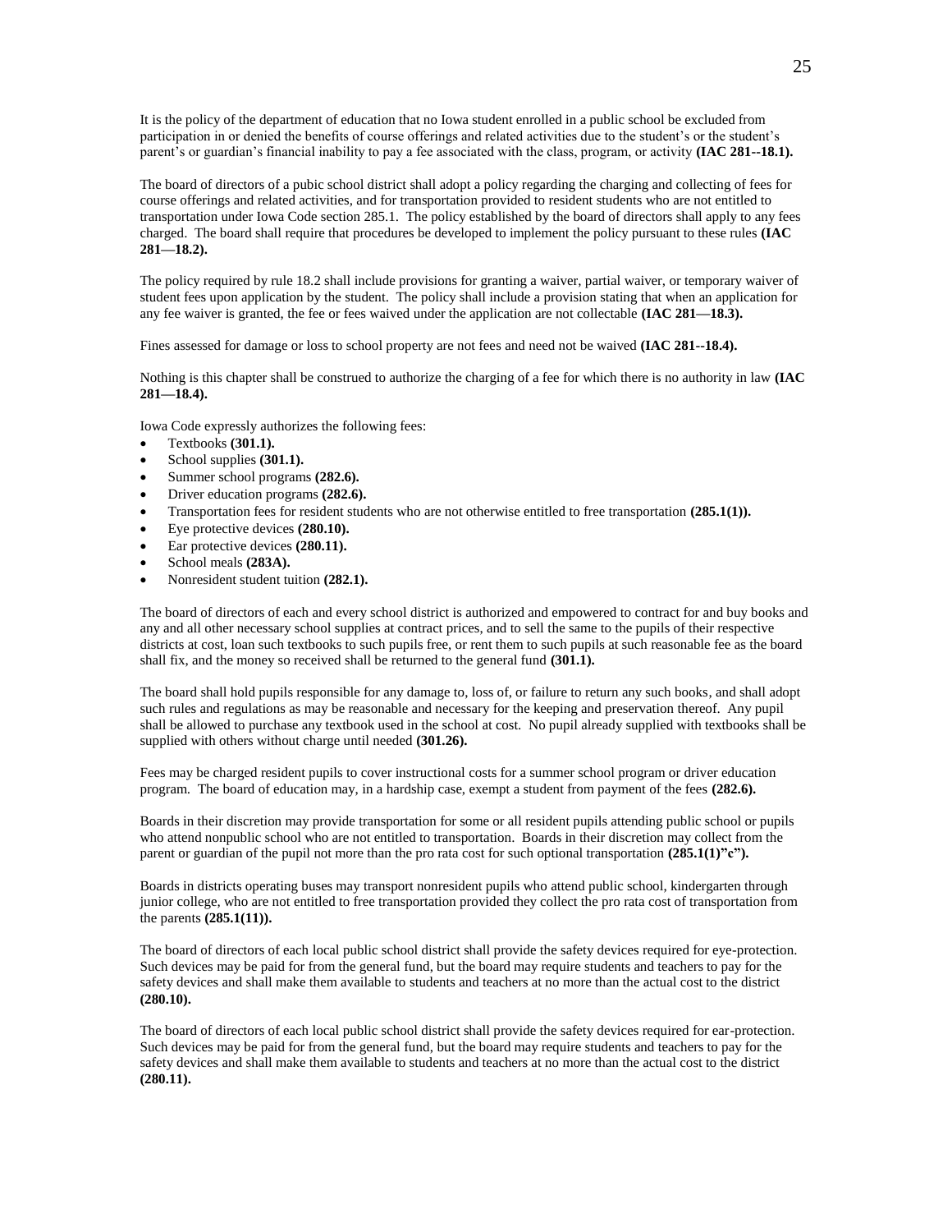It is the policy of the department of education that no Iowa student enrolled in a public school be excluded from participation in or denied the benefits of course offerings and related activities due to the student's or the student's parent's or guardian's financial inability to pay a fee associated with the class, program, or activity **(IAC 281--18.1).**

The board of directors of a pubic school district shall adopt a policy regarding the charging and collecting of fees for course offerings and related activities, and for transportation provided to resident students who are not entitled to transportation under Iowa Code section 285.1. The policy established by the board of directors shall apply to any fees charged. The board shall require that procedures be developed to implement the policy pursuant to these rules **(IAC 281—18.2).**

The policy required by rule 18.2 shall include provisions for granting a waiver, partial waiver, or temporary waiver of student fees upon application by the student. The policy shall include a provision stating that when an application for any fee waiver is granted, the fee or fees waived under the application are not collectable **(IAC 281—18.3).**

Fines assessed for damage or loss to school property are not fees and need not be waived **(IAC 281--18.4).**

Nothing is this chapter shall be construed to authorize the charging of a fee for which there is no authority in law **(IAC 281—18.4).**

Iowa Code expressly authorizes the following fees:

- Textbooks **(301.1).**
- School supplies **(301.1).**
- Summer school programs **(282.6).**
- Driver education programs **(282.6).**
- Transportation fees for resident students who are not otherwise entitled to free transportation **(285.1(1)).**
- Eye protective devices **(280.10).**
- Ear protective devices **(280.11).**
- School meals **(283A).**
- Nonresident student tuition **(282.1).**

The board of directors of each and every school district is authorized and empowered to contract for and buy books and any and all other necessary school supplies at contract prices, and to sell the same to the pupils of their respective districts at cost, loan such textbooks to such pupils free, or rent them to such pupils at such reasonable fee as the board shall fix, and the money so received shall be returned to the general fund **(301.1).**

The board shall hold pupils responsible for any damage to, loss of, or failure to return any such books, and shall adopt such rules and regulations as may be reasonable and necessary for the keeping and preservation thereof. Any pupil shall be allowed to purchase any textbook used in the school at cost. No pupil already supplied with textbooks shall be supplied with others without charge until needed **(301.26).**

Fees may be charged resident pupils to cover instructional costs for a summer school program or driver education program. The board of education may, in a hardship case, exempt a student from payment of the fees **(282.6).**

Boards in their discretion may provide transportation for some or all resident pupils attending public school or pupils who attend nonpublic school who are not entitled to transportation. Boards in their discretion may collect from the parent or guardian of the pupil not more than the pro rata cost for such optional transportation **(285.1(1)"c").**

Boards in districts operating buses may transport nonresident pupils who attend public school, kindergarten through junior college, who are not entitled to free transportation provided they collect the pro rata cost of transportation from the parents **(285.1(11)).**

The board of directors of each local public school district shall provide the safety devices required for eye-protection. Such devices may be paid for from the general fund, but the board may require students and teachers to pay for the safety devices and shall make them available to students and teachers at no more than the actual cost to the district **(280.10).**

The board of directors of each local public school district shall provide the safety devices required for ear-protection. Such devices may be paid for from the general fund, but the board may require students and teachers to pay for the safety devices and shall make them available to students and teachers at no more than the actual cost to the district **(280.11).**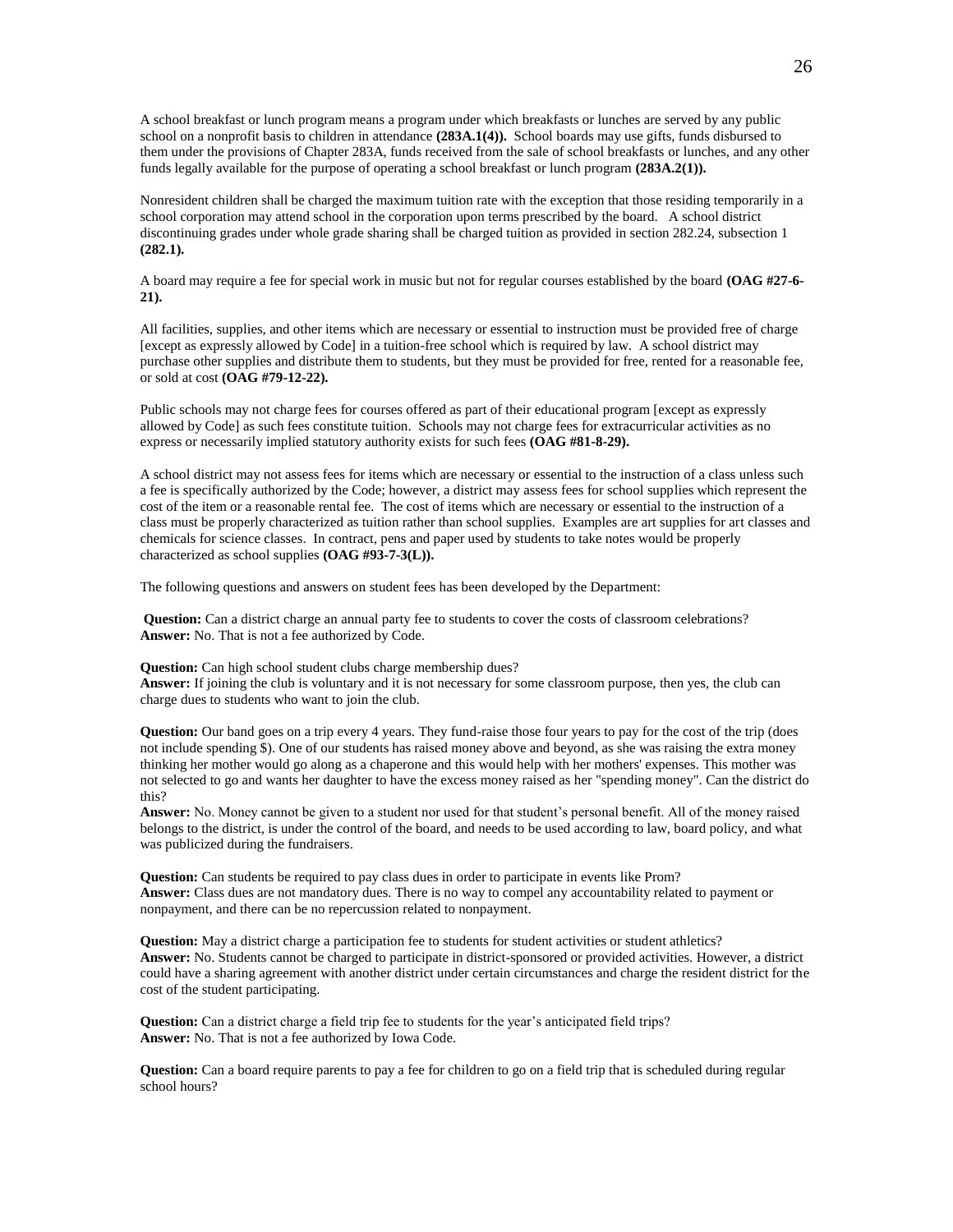A school breakfast or lunch program means a program under which breakfasts or lunches are served by any public school on a nonprofit basis to children in attendance **(283A.1(4)).** School boards may use gifts, funds disbursed to them under the provisions of Chapter 283A, funds received from the sale of school breakfasts or lunches, and any other funds legally available for the purpose of operating a school breakfast or lunch program **(283A.2(1)).**

Nonresident children shall be charged the maximum tuition rate with the exception that those residing temporarily in a school corporation may attend school in the corporation upon terms prescribed by the board. A school district discontinuing grades under whole grade sharing shall be charged tuition as provided in section 282.24, subsection 1 **(282.1).**

A board may require a fee for special work in music but not for regular courses established by the board **(OAG #27-6-21).**

All facilities, supplies, and other items which are necessary or essential to instruction must be provided free of charge [except as expressly allowed by Code] in a tuition-free school which is required by law. A school district may purchase other supplies and distribute them to students, but they must be provided for free, rented for a reasonable fee, or sold at cost **(OAG #79-12-22).**

Public schools may not charge fees for courses offered as part of their educational program [except as expressly allowed by Code] as such fees constitute tuition. Schools may not charge fees for extracurricular activities as no express or necessarily implied statutory authority exists for such fees **(OAG #81-8-29).**

A school district may not assess fees for items which are necessary or essential to the instruction of a class unless such a fee is specifically authorized by the Code; however, a district may assess fees for school supplies which represent the cost of the item or a reasonable rental fee. The cost of items which are necessary or essential to the instruction of a class must be properly characterized as tuition rather than school supplies. Examples are art supplies for art classes and chemicals for science classes. In contract, pens and paper used by students to take notes would be properly characterized as school supplies **(OAG #93-7-3(L)).**

The following questions and answers on student fees has been developed by the Department:

**Question:** Can a district charge an annual party fee to students to cover the costs of classroom celebrations?
**Answer:** No. That is not a fee authorized by Code.

**Question:** Can high school student clubs charge membership dues?
**Answer:** If joining the club is voluntary and it is not necessary for some classroom purpose, then yes, the club can charge dues to students who want to join the club.

**Question:** Our band goes on a trip every 4 years. They fund-raise those four years to pay for the cost of the trip (does not include spending $). One of our students has raised money above and beyond, as she was raising the extra money thinking her mother would go along as a chaperone and this would help with her mothers' expenses. This mother was not selected to go and wants her daughter to have the excess money raised as her "spending money". Can the district do this?
**Answer:** No. Money cannot be given to a student nor used for that student's personal benefit. All of the money raised belongs to the district, is under the control of the board, and needs to be used according to law, board policy, and what was publicized during the fundraisers.

**Question:** Can students be required to pay class dues in order to participate in events like Prom?
**Answer:** Class dues are not mandatory dues. There is no way to compel any accountability related to payment or nonpayment, and there can be no repercussion related to nonpayment.

**Question:** May a district charge a participation fee to students for student activities or student athletics?
**Answer:** No. Students cannot be charged to participate in district-sponsored or provided activities. However, a district could have a sharing agreement with another district under certain circumstances and charge the resident district for the cost of the student participating.

**Question:** Can a district charge a field trip fee to students for the year's anticipated field trips?
**Answer:** No. That is not a fee authorized by Iowa Code.

**Question:** Can a board require parents to pay a fee for children to go on a field trip that is scheduled during regular school hours?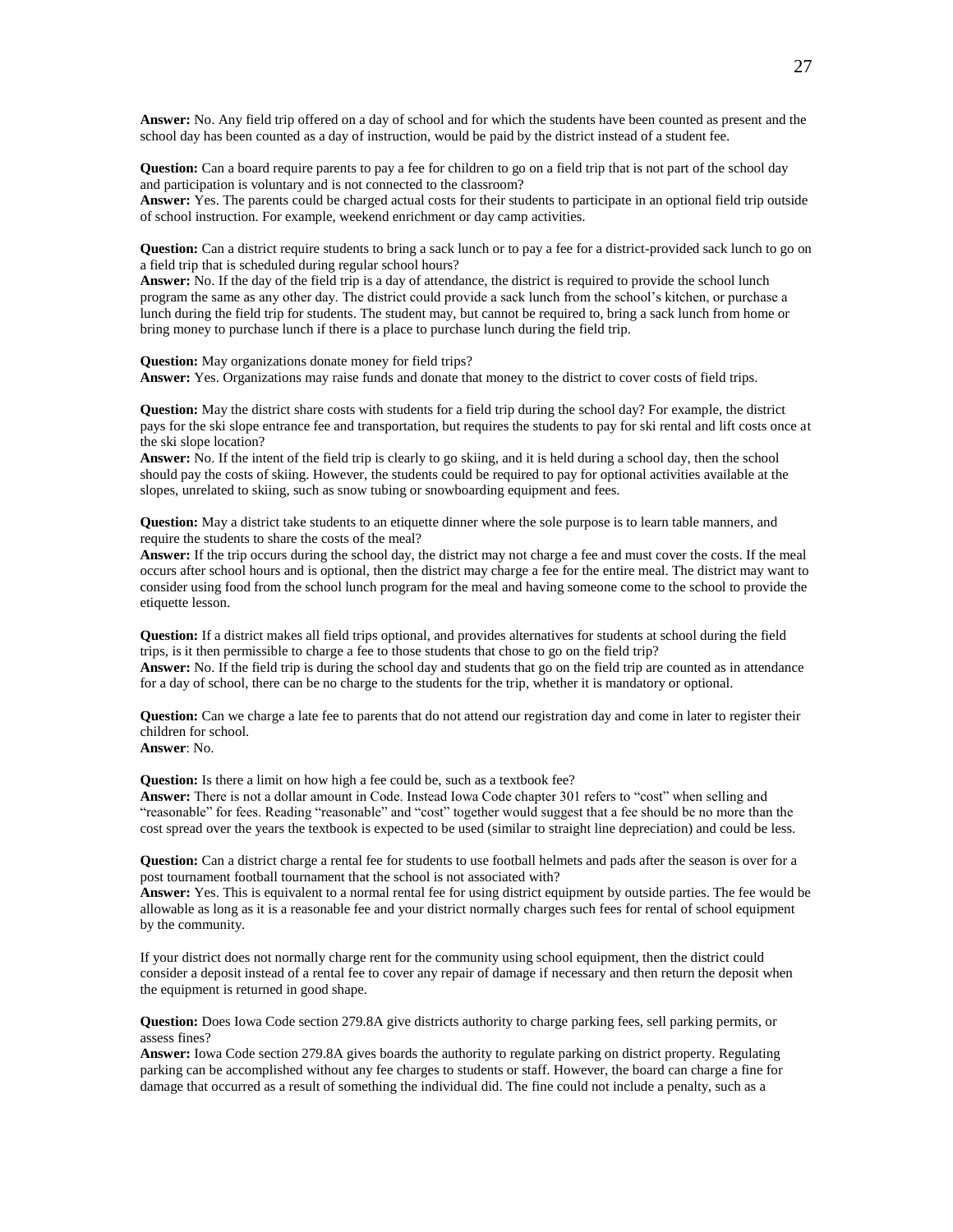**Answer:** No. Any field trip offered on a day of school and for which the students have been counted as present and the school day has been counted as a day of instruction, would be paid by the district instead of a student fee.

**Question:** Can a board require parents to pay a fee for children to go on a field trip that is not part of the school day and participation is voluntary and is not connected to the classroom?
**Answer:** Yes. The parents could be charged actual costs for their students to participate in an optional field trip outside of school instruction. For example, weekend enrichment or day camp activities.

**Question:** Can a district require students to bring a sack lunch or to pay a fee for a district-provided sack lunch to go on a field trip that is scheduled during regular school hours?
**Answer:** No. If the day of the field trip is a day of attendance, the district is required to provide the school lunch program the same as any other day. The district could provide a sack lunch from the school's kitchen, or purchase a lunch during the field trip for students. The student may, but cannot be required to, bring a sack lunch from home or bring money to purchase lunch if there is a place to purchase lunch during the field trip.

**Question:** May organizations donate money for field trips?
**Answer:** Yes. Organizations may raise funds and donate that money to the district to cover costs of field trips.

**Question:** May the district share costs with students for a field trip during the school day? For example, the district pays for the ski slope entrance fee and transportation, but requires the students to pay for ski rental and lift costs once at the ski slope location?
**Answer:** No. If the intent of the field trip is clearly to go skiing, and it is held during a school day, then the school should pay the costs of skiing. However, the students could be required to pay for optional activities available at the slopes, unrelated to skiing, such as snow tubing or snowboarding equipment and fees.

**Question:** May a district take students to an etiquette dinner where the sole purpose is to learn table manners, and require the students to share the costs of the meal?
**Answer:** If the trip occurs during the school day, the district may not charge a fee and must cover the costs. If the meal occurs after school hours and is optional, then the district may charge a fee for the entire meal. The district may want to consider using food from the school lunch program for the meal and having someone come to the school to provide the etiquette lesson.

**Question:** If a district makes all field trips optional, and provides alternatives for students at school during the field trips, is it then permissible to charge a fee to those students that chose to go on the field trip?
**Answer:** No. If the field trip is during the school day and students that go on the field trip are counted as in attendance for a day of school, there can be no charge to the students for the trip, whether it is mandatory or optional.

**Question:** Can we charge a late fee to parents that do not attend our registration day and come in later to register their children for school.
**Answer**: No.

**Question:** Is there a limit on how high a fee could be, such as a textbook fee?
**Answer:** There is not a dollar amount in Code. Instead Iowa Code chapter 301 refers to "cost" when selling and "reasonable" for fees. Reading "reasonable" and "cost" together would suggest that a fee should be no more than the cost spread over the years the textbook is expected to be used (similar to straight line depreciation) and could be less.

**Question:** Can a district charge a rental fee for students to use football helmets and pads after the season is over for a post tournament football tournament that the school is not associated with?
**Answer:** Yes. This is equivalent to a normal rental fee for using district equipment by outside parties. The fee would be allowable as long as it is a reasonable fee and your district normally charges such fees for rental of school equipment by the community.

If your district does not normally charge rent for the community using school equipment, then the district could consider a deposit instead of a rental fee to cover any repair of damage if necessary and then return the deposit when the equipment is returned in good shape.

**Question:** Does Iowa Code section 279.8A give districts authority to charge parking fees, sell parking permits, or assess fines?
**Answer:** Iowa Code section 279.8A gives boards the authority to regulate parking on district property. Regulating parking can be accomplished without any fee charges to students or staff. However, the board can charge a fine for damage that occurred as a result of something the individual did. The fine could not include a penalty, such as a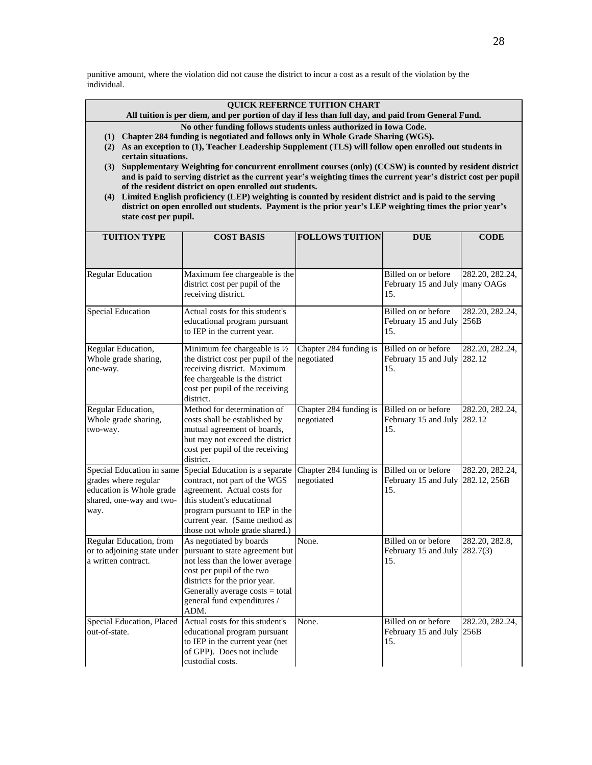punitive amount, where the violation did not cause the district to incur a cost as a result of the violation by the individual.

**QUICK REFERNCE TUITION CHART**
**All tuition is per diem, and per portion of day if less than full day, and paid from General Fund.**
**No other funding follows students unless authorized in Iowa Code.**

1. **Chapter 284 funding is negotiated and follows only in Whole Grade Sharing (WGS).**
2. **As an exception to (1), Teacher Leadership Supplement (TLS) will follow open enrolled out students in certain situations.**
3. **Supplementary Weighting for concurrent enrollment courses (only) (CCSW) is counted by resident district and is paid to serving district as the current year's weighting times the current year's district cost per pupil of the resident district on open enrolled out students.**
4. **Limited English proficiency (LEP) weighting is counted by resident district and is paid to the serving district on open enrolled out students. Payment is the prior year's LEP weighting times the prior year's state cost per pupil.**

| TUITION TYPE | COST BASIS | FOLLOWS TUITION | DUE | CODE |
|---|---|---|---|---|
| Regular Education | Maximum fee chargeable is the district cost per pupil of the receiving district. | | Billed on or before February 15 and July 15. | 282.20, 282.24, many OAGs |
| Special Education | Actual costs for this student's educational program pursuant to IEP in the current year. | | Billed on or before February 15 and July 15. | 282.20, 282.24, 256B |
| Regular Education, Whole grade sharing, one-way. | Minimum fee chargeable is ½ the district cost per pupil of the receiving district. Maximum fee chargeable is the district cost per pupil of the receiving district. | Chapter 284 funding is negotiated | Billed on or before February 15 and July 15. | 282.20, 282.24, 282.12 |
| Regular Education, Whole grade sharing, two-way. | Method for determination of costs shall be established by mutual agreement of boards, but may not exceed the district cost per pupil of the receiving district. | Chapter 284 funding is negotiated | Billed on or before February 15 and July 15. | 282.20, 282.24, 282.12 |
| Special Education in same grades where regular education is Whole grade shared, one-way and two-way. | Special Education is a separate contract, not part of the WGS agreement. Actual costs for this student's educational program pursuant to IEP in the current year. (Same method as those not whole grade shared.) | Chapter 284 funding is negotiated | Billed on or before February 15 and July 15. | 282.20, 282.24, 282.12, 256B |
| Regular Education, from or to adjoining state under a written contract. | As negotiated by boards pursuant to state agreement but not less than the lower average cost per pupil of the two districts for the prior year. Generally average costs = total general fund expenditures / ADM. | None. | Billed on or before February 15 and July 15. | 282.20, 282.8, 282.7(3) |
| Special Education, Placed out-of-state. | Actual costs for this student's educational program pursuant to IEP in the current year (net of GPP). Does not include custodial costs. | None. | Billed on or before February 15 and July 15. | 282.20, 282.24, 256B |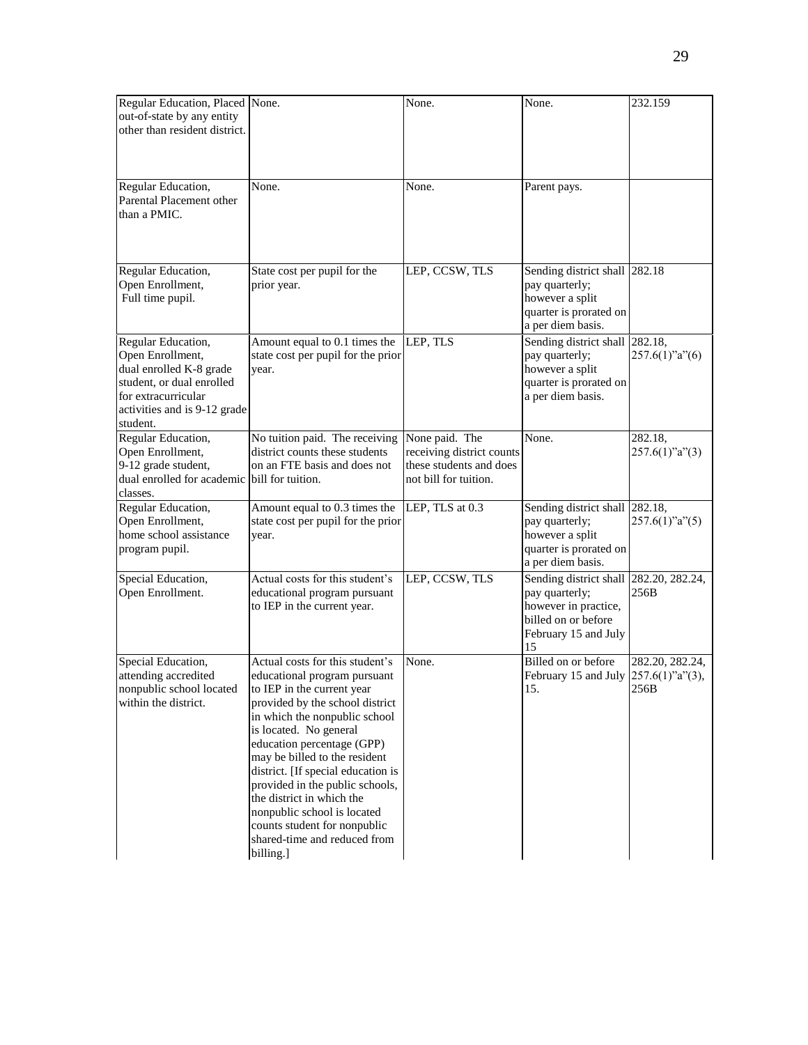| | | | | |
|---|---|---|---|---|
| Regular Education, Placed out-of-state by any entity other than resident district. | None. | None. | None. | 232.159 |
| Regular Education, Parental Placement other than a PMIC. | None. | None. | Parent pays. | |
| Regular Education, Open Enrollment, Full time pupil. | State cost per pupil for the prior year. | LEP, CCSW, TLS | Sending district shall pay quarterly; however a split quarter is prorated on a per diem basis. | 282.18 |
| Regular Education, Open Enrollment, dual enrolled K-8 grade student, or dual enrolled for extracurricular activities and is 9-12 grade student. | Amount equal to 0.1 times the state cost per pupil for the prior year. | LEP, TLS | Sending district shall pay quarterly; however a split quarter is prorated on a per diem basis. | 282.18, 257.6(1)"a"(6) |
| Regular Education, Open Enrollment, 9-12 grade student, dual enrolled for academic classes. | No tuition paid. The receiving district counts these students on an FTE basis and does not bill for tuition. | None paid. The receiving district counts these students and does not bill for tuition. | None. | 282.18, 257.6(1)"a"(3) |
| Regular Education, Open Enrollment, home school assistance program pupil. | Amount equal to 0.3 times the state cost per pupil for the prior year. | LEP, TLS at 0.3 | Sending district shall pay quarterly; however a split quarter is prorated on a per diem basis. | 282.18, 257.6(1)"a"(5) |
| Special Education, Open Enrollment. | Actual costs for this student's educational program pursuant to IEP in the current year. | LEP, CCSW, TLS | Sending district shall pay quarterly; however in practice, billed on or before February 15 and July 15 | 282.20, 282.24, 256B |
| Special Education, attending accredited nonpublic school located within the district. | Actual costs for this student's educational program pursuant to IEP in the current year provided by the school district in which the nonpublic school is located. No general education percentage (GPP) may be billed to the resident district. [If special education is provided in the public schools, the district in which the nonpublic school is located counts student for nonpublic shared-time and reduced from billing.] | None. | Billed on or before February 15 and July 15. | 282.20, 282.24, 257.6(1)"a"(3), 256B |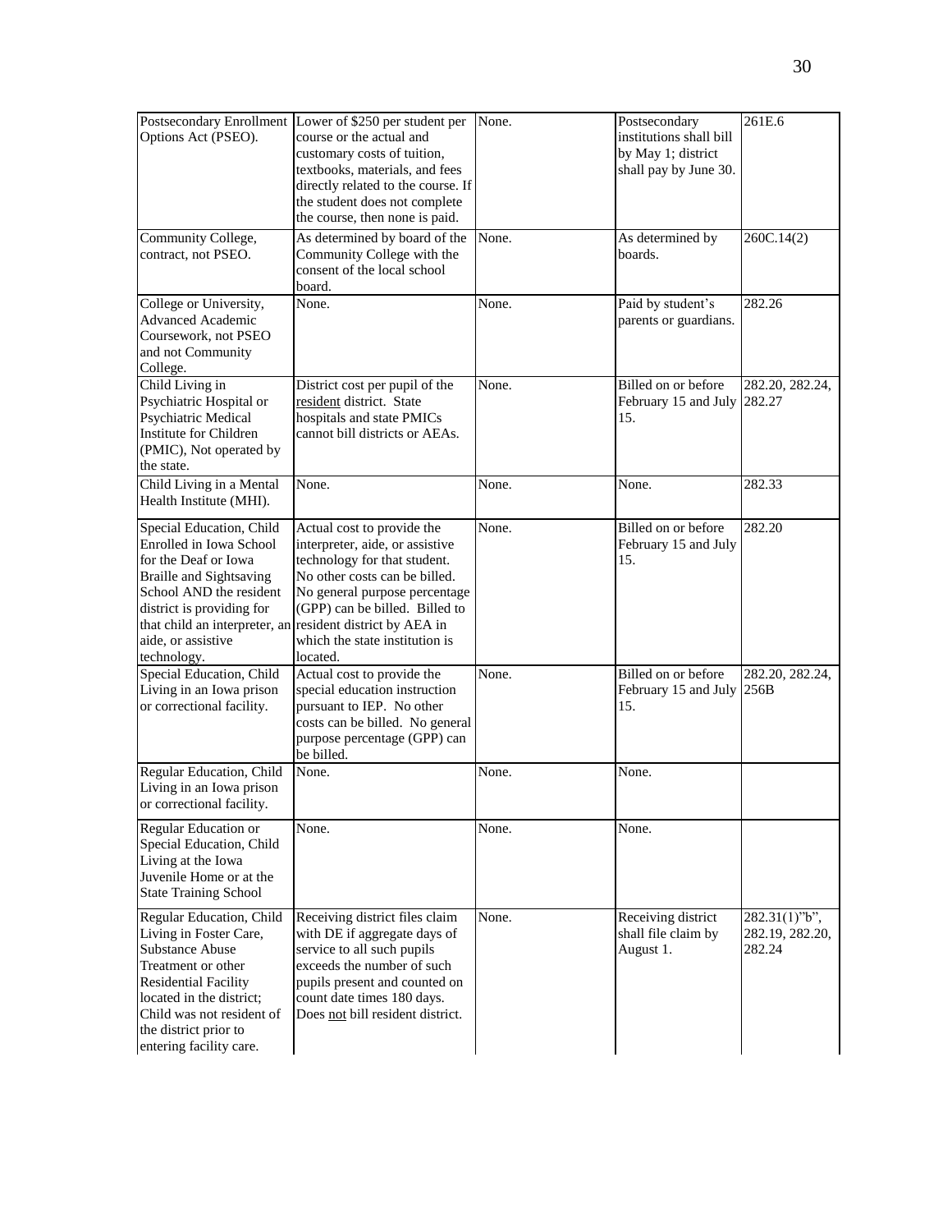| | | | | |
|---|---|---|---|---|
| Postsecondary Enrollment Options Act (PSEO). | Lower of $250 per student per course or the actual and customary costs of tuition, textbooks, materials, and fees directly related to the course. If the student does not complete the course, then none is paid. | None. | Postsecondary institutions shall bill by May 1; district shall pay by June 30. | 261E.6 |
| Community College, contract, not PSEO. | As determined by board of the Community College with the consent of the local school board. | None. | As determined by boards. | 260C.14(2) |
| College or University, Advanced Academic Coursework, not PSEO and not Community College. | None. | None. | Paid by student's parents or guardians. | 282.26 |
| Child Living in Psychiatric Hospital or Psychiatric Medical Institute for Children (PMIC), Not operated by the state. | District cost per pupil of the resident district. State hospitals and state PMICs cannot bill districts or AEAs. | None. | Billed on or before February 15 and July 15. | 282.20, 282.24, 282.27 |
| Child Living in a Mental Health Institute (MHI). | None. | None. | None. | 282.33 |
| Special Education, Child Enrolled in Iowa School for the Deaf or Iowa Braille and Sightsaving School AND the resident district is providing for that child an interpreter, an aide, or assistive technology. | Actual cost to provide the interpreter, aide, or assistive technology for that student. No other costs can be billed. No general purpose percentage (GPP) can be billed. Billed to resident district by AEA in which the state institution is located. | None. | Billed on or before February 15 and July 15. | 282.20 |
| Special Education, Child Living in an Iowa prison or correctional facility. | Actual cost to provide the special education instruction pursuant to IEP. No other costs can be billed. No general purpose percentage (GPP) can be billed. | None. | Billed on or before February 15 and July 15. | 282.20, 282.24, 256B |
| Regular Education, Child Living in an Iowa prison or correctional facility. | None. | None. | None. | |
| Regular Education or Special Education, Child Living at the Iowa Juvenile Home or at the State Training School | None. | None. | None. | |
| Regular Education, Child Living in Foster Care, Substance Abuse Treatment or other Residential Facility located in the district; Child was not resident of the district prior to entering facility care. | Receiving district files claim with DE if aggregate days of service to all such pupils exceeds the number of such pupils present and counted on count date times 180 days. Does not bill resident district. | None. | Receiving district shall file claim by August 1. | 282.31(1)"b", 282.19, 282.20, 282.24 |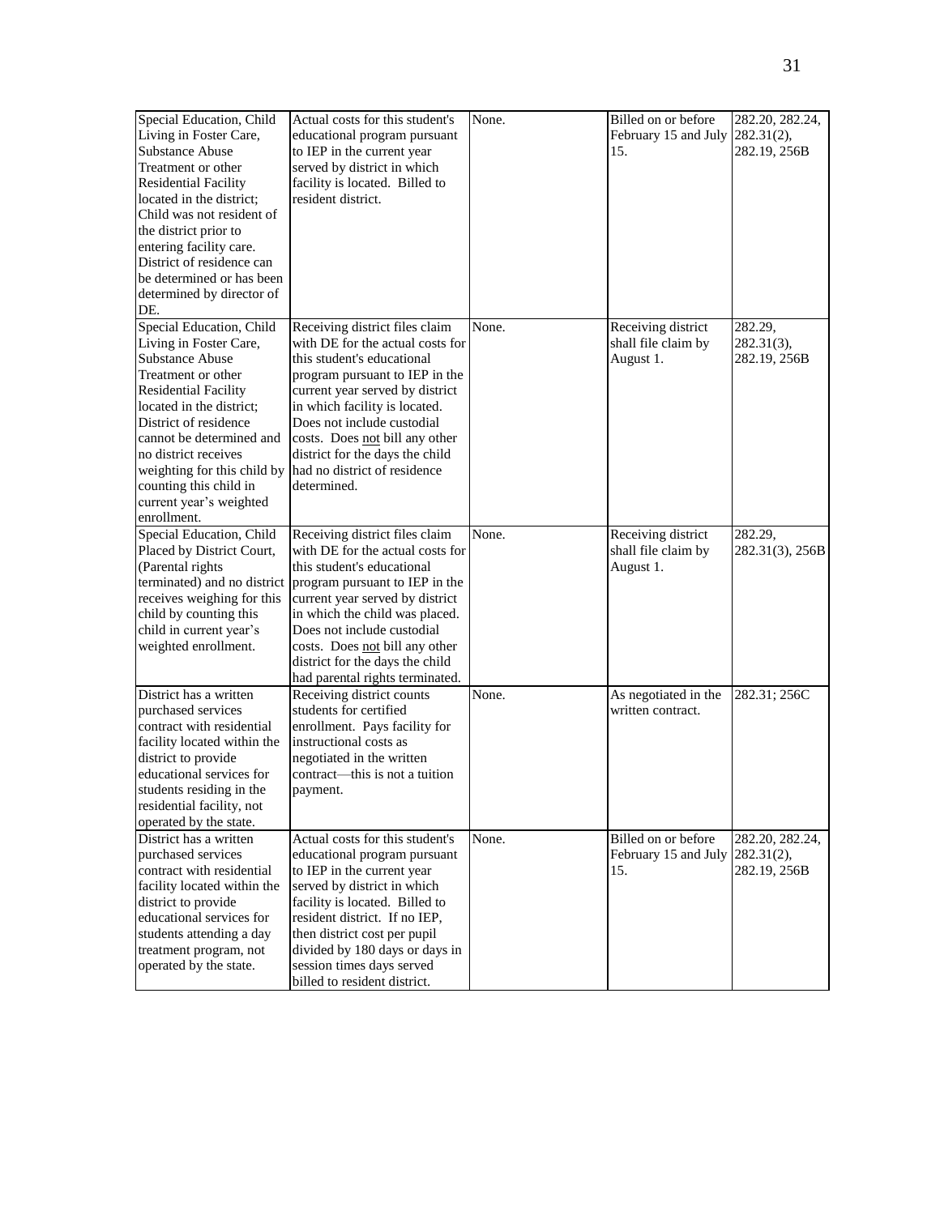| | | | | |
|---|---|---|---|---|
| Special Education, Child Living in Foster Care, Substance Abuse Treatment or other Residential Facility located in the district; Child was not resident of the district prior to entering facility care. District of residence can be determined or has been determined by director of DE. | Actual costs for this student's educational program pursuant to IEP in the current year served by district in which facility is located. Billed to resident district. | None. | Billed on or before February 15 and July 15. | 282.20, 282.24, 282.31(2), 282.19, 256B |
| Special Education, Child Living in Foster Care, Substance Abuse Treatment or other Residential Facility located in the district; District of residence cannot be determined and no district receives weighting for this child by counting this child in current year's weighted enrollment. | Receiving district files claim with DE for the actual costs for this student's educational program pursuant to IEP in the current year served by district in which facility is located. Does not include custodial costs. Does not bill any other district for the days the child had no district of residence determined. | None. | Receiving district shall file claim by August 1. | 282.29, 282.31(3), 282.19, 256B |
| Special Education, Child Placed by District Court, (Parental rights terminated) and no district receives weighing for this child by counting this child in current year's weighted enrollment. | Receiving district files claim with DE for the actual costs for this student's educational program pursuant to IEP in the current year served by district in which the child was placed. Does not include custodial costs. Does not bill any other district for the days the child had parental rights terminated. | None. | Receiving district shall file claim by August 1. | 282.29, 282.31(3), 256B |
| District has a written purchased services contract with residential facility located within the district to provide educational services for students residing in the residential facility, not operated by the state. | Receiving district counts students for certified enrollment. Pays facility for instructional costs as negotiated in the written contract—this is not a tuition payment. | None. | As negotiated in the written contract. | 282.31; 256C |
| District has a written purchased services contract with residential facility located within the district to provide educational services for students attending a day treatment program, not operated by the state. | Actual costs for this student's educational program pursuant to IEP in the current year served by district in which facility is located. Billed to resident district. If no IEP, then district cost per pupil divided by 180 days or days in session times days served billed to resident district. | None. | Billed on or before February 15 and July 15. | 282.20, 282.24, 282.31(2), 282.19, 256B |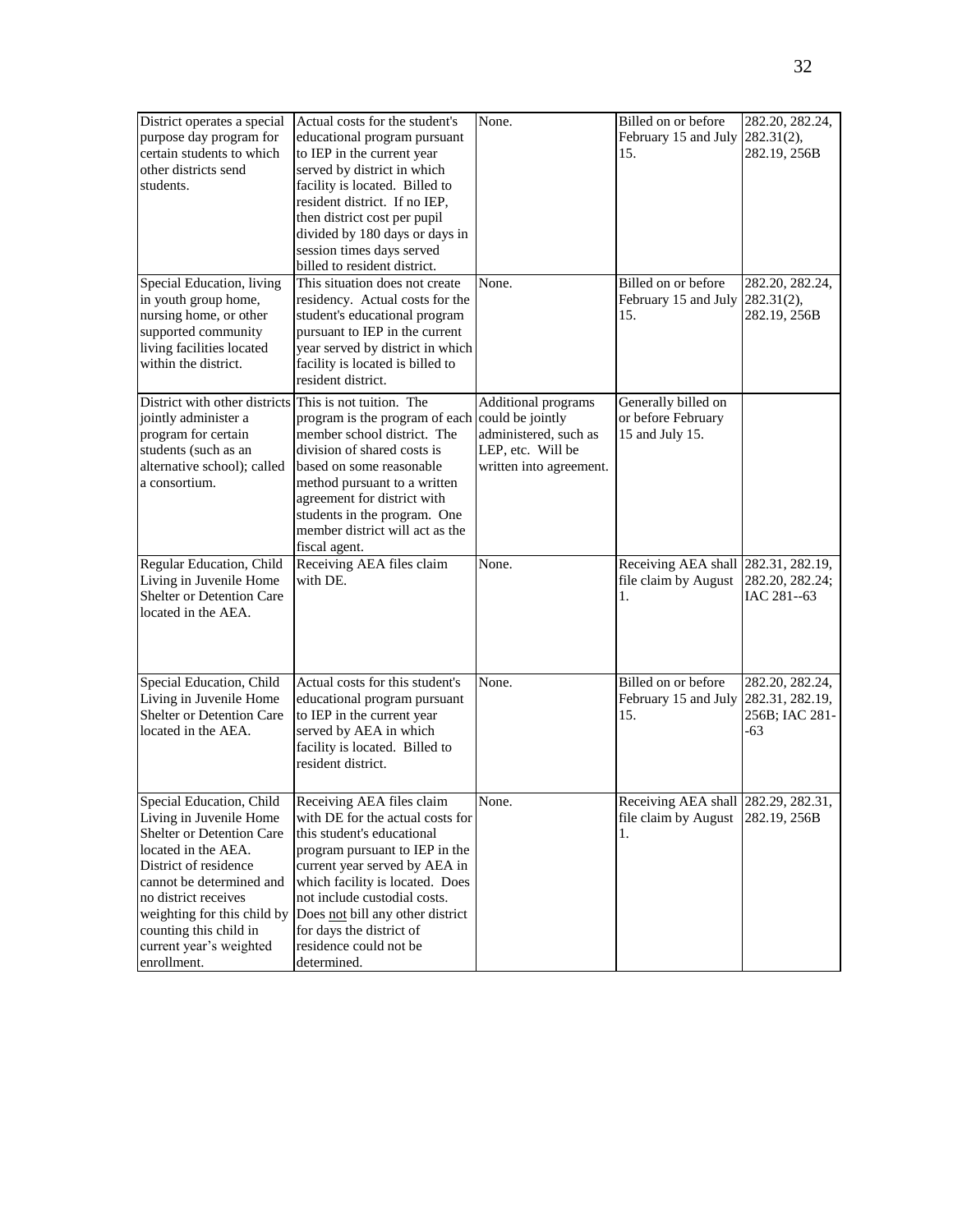| | | | | |
|---|---|---|---|---|
| District operates a special purpose day program for certain students to which other districts send students. | Actual costs for the student's educational program pursuant to IEP in the current year served by district in which facility is located. Billed to resident district. If no IEP, then district cost per pupil divided by 180 days or days in session times days served billed to resident district. | None. | Billed on or before February 15 and July 15. | 282.20, 282.24, 282.31(2), 282.19, 256B |
| Special Education, living in youth group home, nursing home, or other supported community living facilities located within the district. | This situation does not create residency. Actual costs for the student's educational program pursuant to IEP in the current year served by district in which facility is located is billed to resident district. | None. | Billed on or before February 15 and July 15. | 282.20, 282.24, 282.31(2), 282.19, 256B |
| District with other districts jointly administer a program for certain students (such as an alternative school); called a consortium. | This is not tuition. The program is the program of each member school district. The division of shared costs is based on some reasonable method pursuant to a written agreement for district with students in the program. One member district will act as the fiscal agent. | Additional programs could be jointly administered, such as LEP, etc. Will be written into agreement. | Generally billed on or before February 15 and July 15. | |
| Regular Education, Child Living in Juvenile Home Shelter or Detention Care located in the AEA. | Receiving AEA files claim with DE. | None. | Receiving AEA shall file claim by August 1. | 282.31, 282.19, 282.20, 282.24; IAC 281--63 |
| Special Education, Child Living in Juvenile Home Shelter or Detention Care located in the AEA. | Actual costs for this student's educational program pursuant to IEP in the current year served by AEA in which facility is located. Billed to resident district. | None. | Billed on or before February 15 and July 15. | 282.20, 282.24, 282.31, 282.19, 256B; IAC 281--63 |
| Special Education, Child Living in Juvenile Home Shelter or Detention Care located in the AEA. District of residence cannot be determined and no district receives weighting for this child by counting this child in current year's weighted enrollment. | Receiving AEA files claim with DE for the actual costs for this student's educational program pursuant to IEP in the current year served by AEA in which facility is located. Does not include custodial costs. Does not bill any other district for days the district of residence could not be determined. | None. | Receiving AEA shall file claim by August 1. | 282.29, 282.31, 282.19, 256B |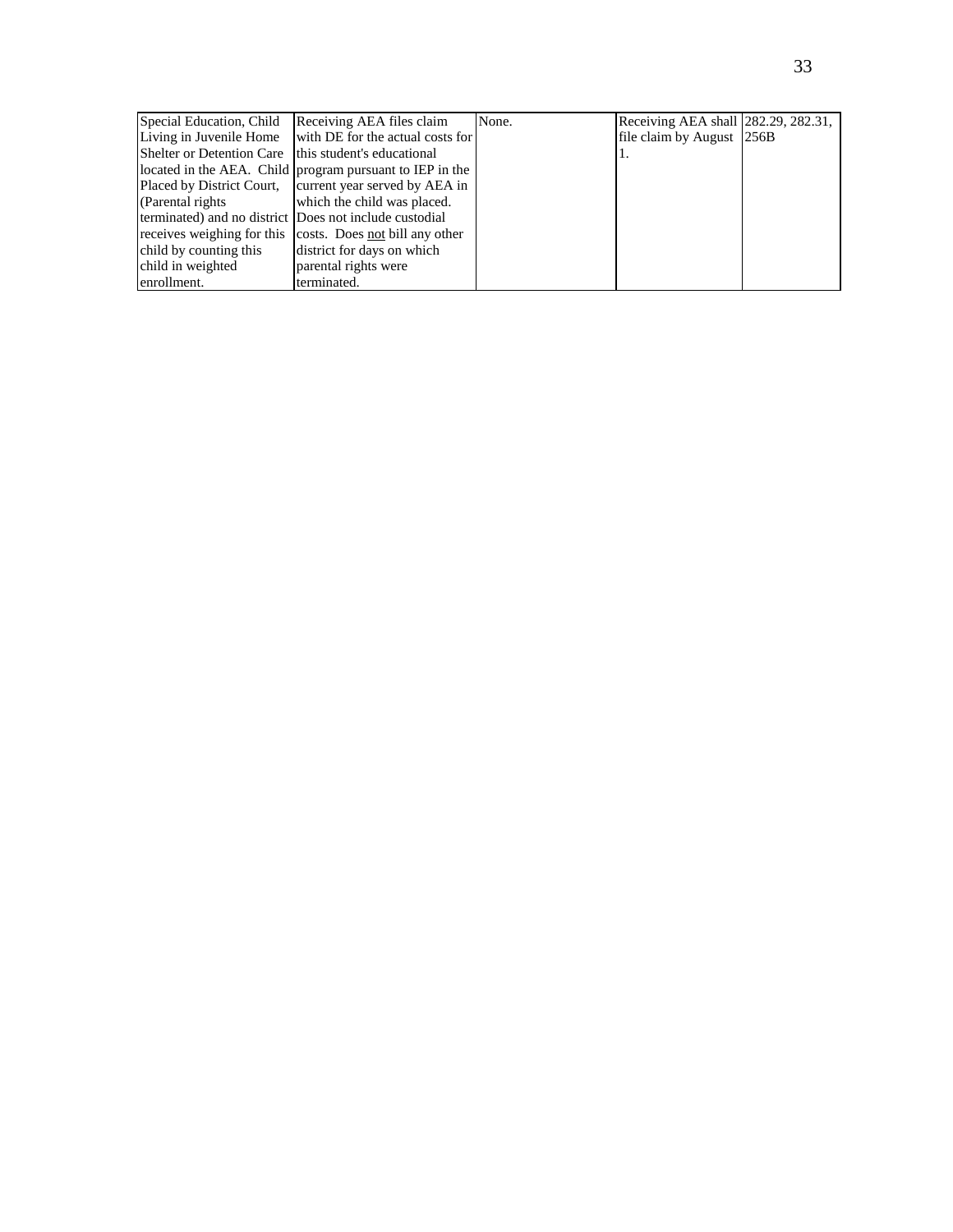| | | | | |
|---|---|---|---|---|
| Special Education, Child Living in Juvenile Home Shelter or Detention Care located in the AEA. Child Placed by District Court, (Parental rights terminated) and no district receives weighing for this child by counting this child in weighted enrollment. | Receiving AEA files claim with DE for the actual costs for this student's educational program pursuant to IEP in the current year served by AEA in which the child was placed. Does not include custodial costs. Does not bill any other district for days on which parental rights were terminated. | None. | Receiving AEA shall file claim by August 1. | 282.29, 282.31, 256B |